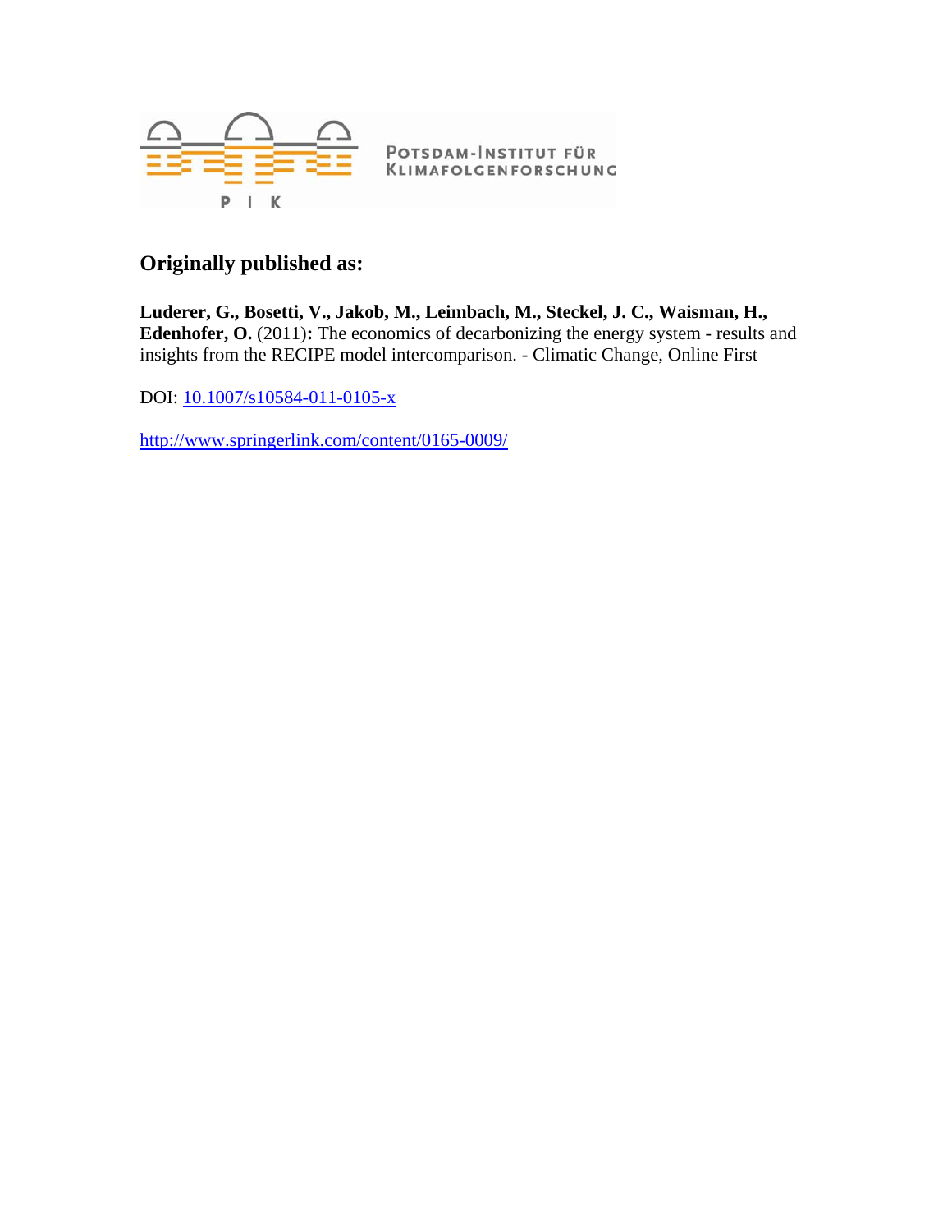POTSDAM-INSTITUT FÜR KLIMAFOLGENFORSCHUNG

## Originally published as:

**Luderer, G., Bosetti, V., Jakob, M., Leimbach, M., Steckel, J. C., Waisman, H., Edenhofer, O.** (2011)**:** The economics of decarbonizing the energy system - results and insights from the RECIPE model intercomparison. - Climatic Change, Online First

DOI: 10.1007/s10584-011-0105-x

http://www.springerlink.com/content/0165-0009/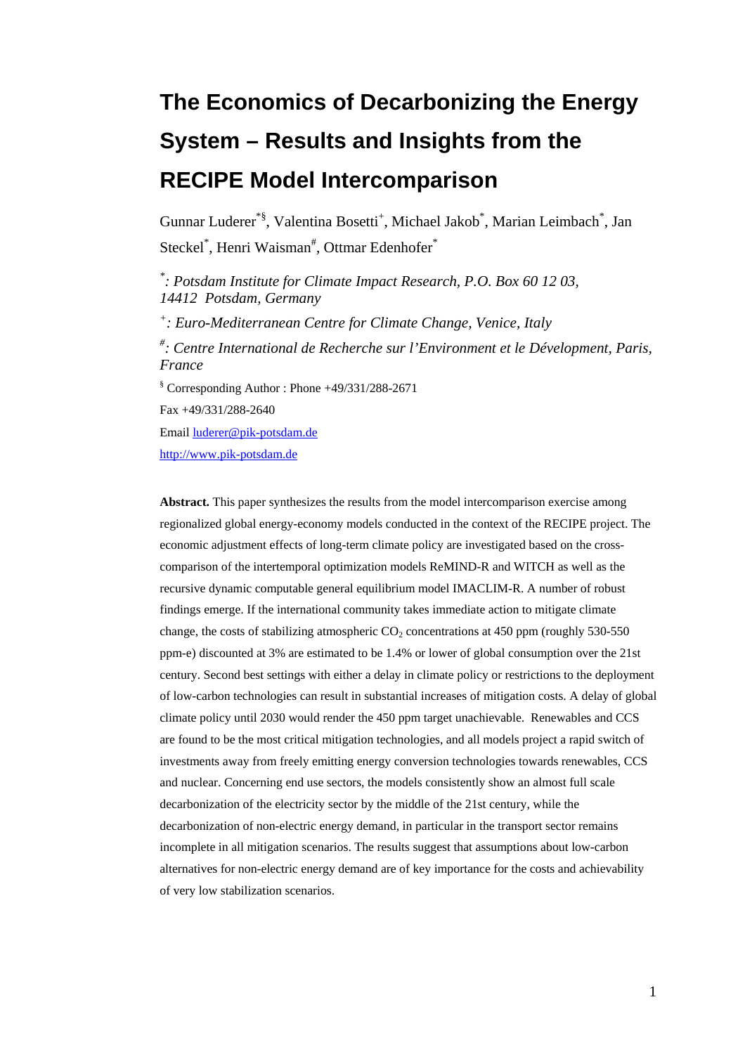# The Economics of Decarbonizing the Energy System – Results and Insights from the RECIPE Model Intercomparison

Gunnar Luderer[*§], Valentina Bosetti[+], Michael Jakob[*], Marian Leimbach[*], Jan Steckel[*], Henri Waisman[#], Ottmar Edenhofer[*]

*[*]: Potsdam Institute for Climate Impact Research, P.O. Box 60 12 03, 14412 Potsdam, Germany*

*[+]: Euro-Mediterranean Centre for Climate Change, Venice, Italy*

*[#]: Centre International de Recherche sur l'Environment et le Dévelopment, Paris, France*

[§] Corresponding Author : Phone +49/331/288-2671

Fax +49/331/288-2640

Email luderer@pik-potsdam.de

http://www.pik-potsdam.de

**Abstract.** This paper synthesizes the results from the model intercomparison exercise among regionalized global energy-economy models conducted in the context of the RECIPE project. The economic adjustment effects of long-term climate policy are investigated based on the cross-comparison of the intertemporal optimization models ReMIND-R and WITCH as well as the recursive dynamic computable general equilibrium model IMACLIM-R. A number of robust findings emerge. If the international community takes immediate action to mitigate climate change, the costs of stabilizing atmospheric $CO_2$ concentrations at 450 ppm (roughly 530-550 ppm-e) discounted at 3% are estimated to be 1.4% or lower of global consumption over the 21st century. Second best settings with either a delay in climate policy or restrictions to the deployment of low-carbon technologies can result in substantial increases of mitigation costs. A delay of global climate policy until 2030 would render the 450 ppm target unachievable. Renewables and CCS are found to be the most critical mitigation technologies, and all models project a rapid switch of investments away from freely emitting energy conversion technologies towards renewables, CCS and nuclear. Concerning end use sectors, the models consistently show an almost full scale decarbonization of the electricity sector by the middle of the 21st century, while the decarbonization of non-electric energy demand, in particular in the transport sector remains incomplete in all mitigation scenarios. The results suggest that assumptions about low-carbon alternatives for non-electric energy demand are of key importance for the costs and achievability of very low stabilization scenarios.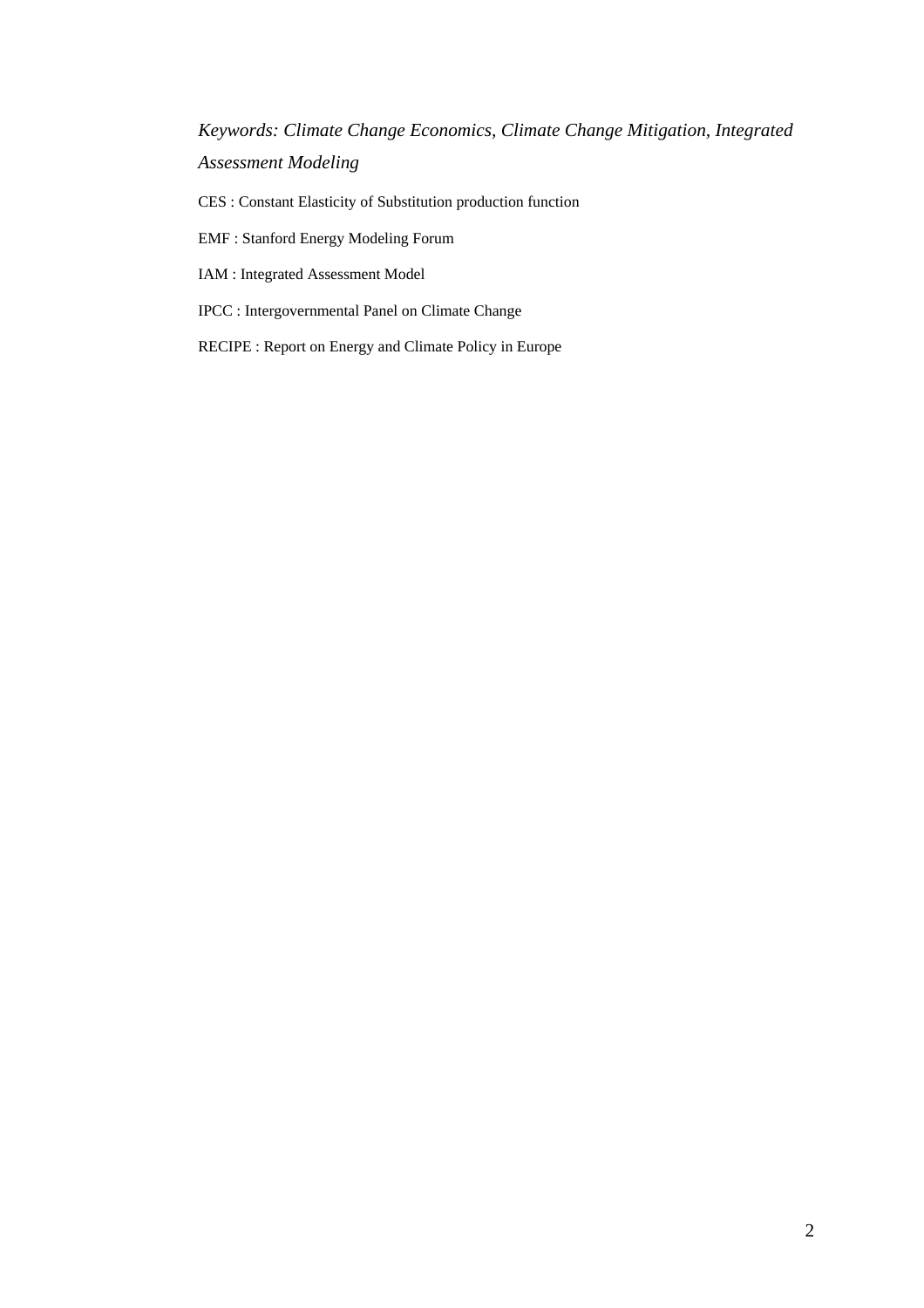*Keywords: Climate Change Economics, Climate Change Mitigation, Integrated Assessment Modeling*

CES : Constant Elasticity of Substitution production function

EMF : Stanford Energy Modeling Forum

IAM : Integrated Assessment Model

IPCC : Intergovernmental Panel on Climate Change

RECIPE : Report on Energy and Climate Policy in Europe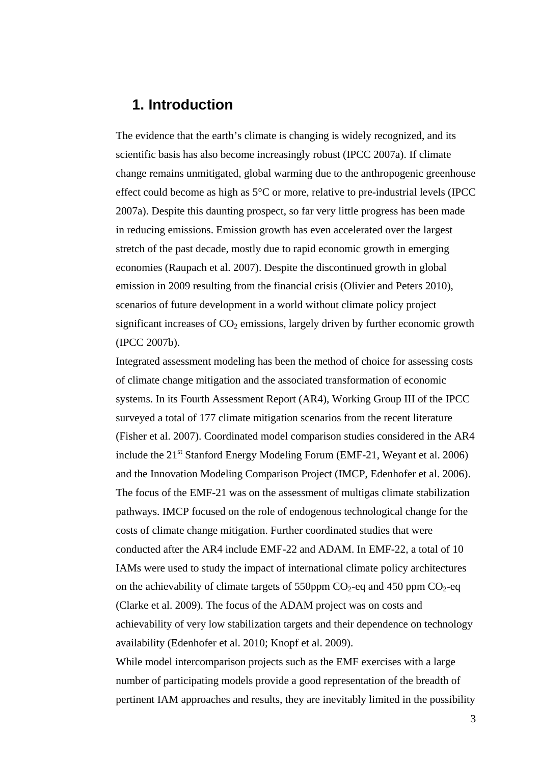## 1. Introduction

The evidence that the earth's climate is changing is widely recognized, and its scientific basis has also become increasingly robust (IPCC 2007a). If climate change remains unmitigated, global warming due to the anthropogenic greenhouse effect could become as high as 5°C or more, relative to pre-industrial levels (IPCC 2007a). Despite this daunting prospect, so far very little progress has been made in reducing emissions. Emission growth has even accelerated over the largest stretch of the past decade, mostly due to rapid economic growth in emerging economies (Raupach et al. 2007). Despite the discontinued growth in global emission in 2009 resulting from the financial crisis (Olivier and Peters 2010), scenarios of future development in a world without climate policy project significant increases of $CO_2$ emissions, largely driven by further economic growth (IPCC 2007b).

Integrated assessment modeling has been the method of choice for assessing costs of climate change mitigation and the associated transformation of economic systems. In its Fourth Assessment Report (AR4), Working Group III of the IPCC surveyed a total of 177 climate mitigation scenarios from the recent literature (Fisher et al. 2007). Coordinated model comparison studies considered in the AR4 include the 21st Stanford Energy Modeling Forum (EMF-21, Weyant et al. 2006) and the Innovation Modeling Comparison Project (IMCP, Edenhofer et al. 2006). The focus of the EMF-21 was on the assessment of multigas climate stabilization pathways. IMCP focused on the role of endogenous technological change for the costs of climate change mitigation. Further coordinated studies that were conducted after the AR4 include EMF-22 and ADAM. In EMF-22, a total of 10 IAMs were used to study the impact of international climate policy architectures on the achievability of climate targets of 550ppm $CO_2$-eq and 450 ppm $CO_2$-eq (Clarke et al. 2009). The focus of the ADAM project was on costs and achievability of very low stabilization targets and their dependence on technology availability (Edenhofer et al. 2010; Knopf et al. 2009).

While model intercomparison projects such as the EMF exercises with a large number of participating models provide a good representation of the breadth of pertinent IAM approaches and results, they are inevitably limited in the possibility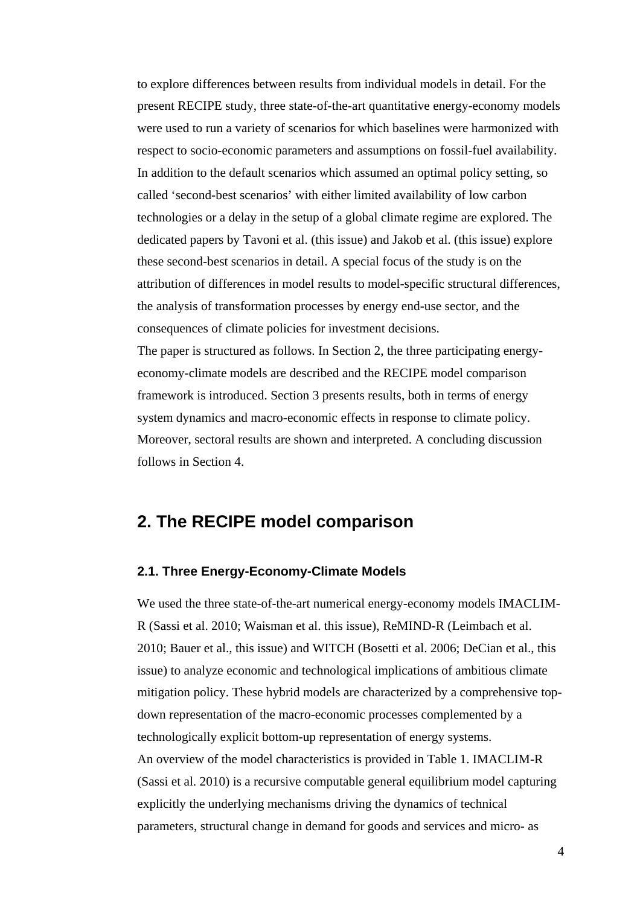to explore differences between results from individual models in detail. For the present RECIPE study, three state-of-the-art quantitative energy-economy models were used to run a variety of scenarios for which baselines were harmonized with respect to socio-economic parameters and assumptions on fossil-fuel availability. In addition to the default scenarios which assumed an optimal policy setting, so called 'second-best scenarios' with either limited availability of low carbon technologies or a delay in the setup of a global climate regime are explored. The dedicated papers by Tavoni et al. (this issue) and Jakob et al. (this issue) explore these second-best scenarios in detail. A special focus of the study is on the attribution of differences in model results to model-specific structural differences, the analysis of transformation processes by energy end-use sector, and the consequences of climate policies for investment decisions.

The paper is structured as follows. In Section 2, the three participating energy-economy-climate models are described and the RECIPE model comparison framework is introduced. Section 3 presents results, both in terms of energy system dynamics and macro-economic effects in response to climate policy. Moreover, sectoral results are shown and interpreted. A concluding discussion follows in Section 4.

## 2. The RECIPE model comparison

### 2.1. Three Energy-Economy-Climate Models

We used the three state-of-the-art numerical energy-economy models IMACLIM-R (Sassi et al. 2010; Waisman et al. this issue), ReMIND-R (Leimbach et al. 2010; Bauer et al., this issue) and WITCH (Bosetti et al. 2006; DeCian et al., this issue) to analyze economic and technological implications of ambitious climate mitigation policy. These hybrid models are characterized by a comprehensive top-down representation of the macro-economic processes complemented by a technologically explicit bottom-up representation of energy systems.

An overview of the model characteristics is provided in Table 1. IMACLIM-R (Sassi et al. 2010) is a recursive computable general equilibrium model capturing explicitly the underlying mechanisms driving the dynamics of technical parameters, structural change in demand for goods and services and micro- as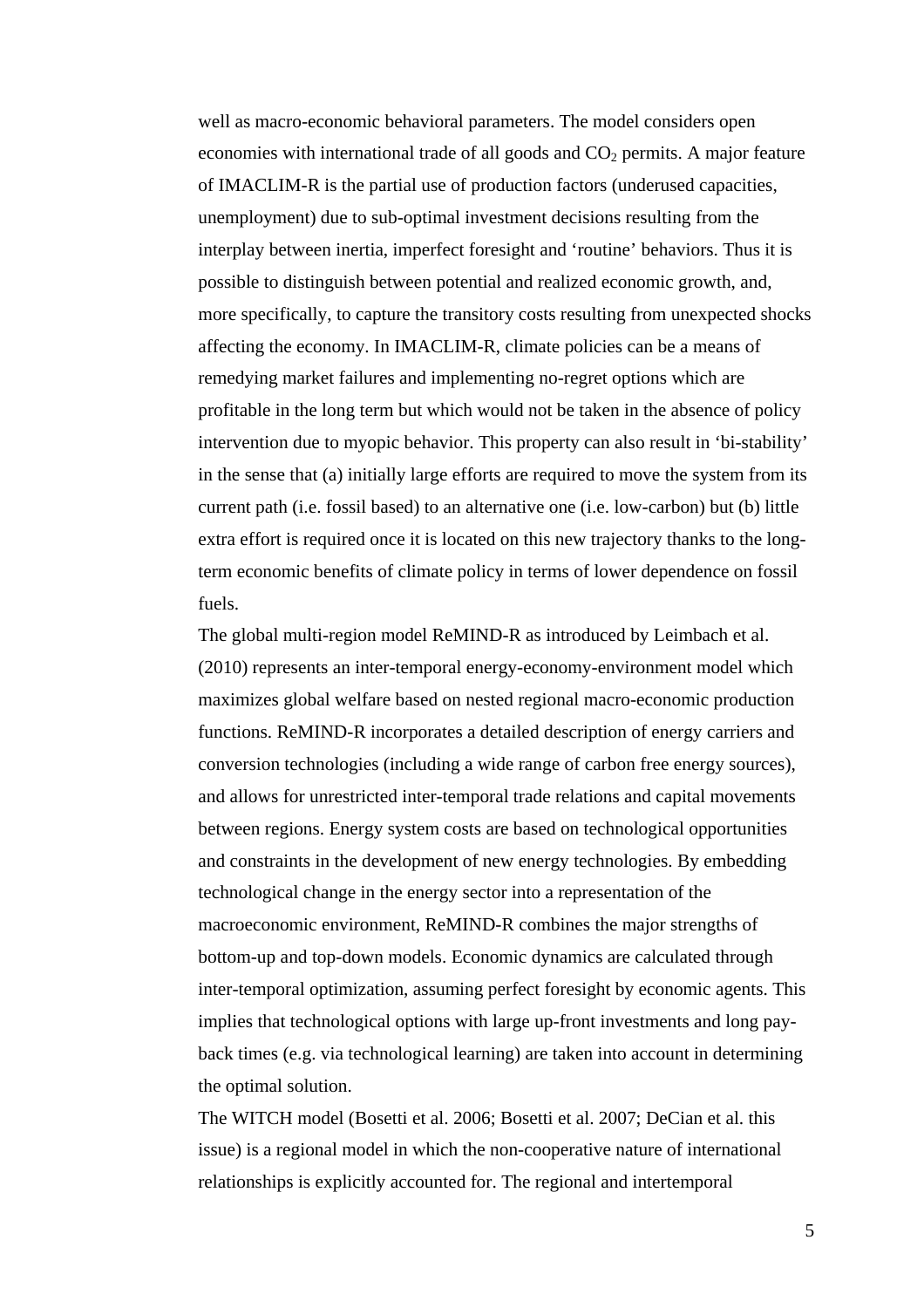well as macro-economic behavioral parameters. The model considers open economies with international trade of all goods and $CO_2$ permits. A major feature of IMACLIM-R is the partial use of production factors (underused capacities, unemployment) due to sub-optimal investment decisions resulting from the interplay between inertia, imperfect foresight and 'routine' behaviors. Thus it is possible to distinguish between potential and realized economic growth, and, more specifically, to capture the transitory costs resulting from unexpected shocks affecting the economy. In IMACLIM-R, climate policies can be a means of remedying market failures and implementing no-regret options which are profitable in the long term but which would not be taken in the absence of policy intervention due to myopic behavior. This property can also result in 'bi-stability' in the sense that (a) initially large efforts are required to move the system from its current path (i.e. fossil based) to an alternative one (i.e. low-carbon) but (b) little extra effort is required once it is located on this new trajectory thanks to the long-term economic benefits of climate policy in terms of lower dependence on fossil fuels.

The global multi-region model ReMIND-R as introduced by Leimbach et al. (2010) represents an inter-temporal energy-economy-environment model which maximizes global welfare based on nested regional macro-economic production functions. ReMIND-R incorporates a detailed description of energy carriers and conversion technologies (including a wide range of carbon free energy sources), and allows for unrestricted inter-temporal trade relations and capital movements between regions. Energy system costs are based on technological opportunities and constraints in the development of new energy technologies. By embedding technological change in the energy sector into a representation of the macroeconomic environment, ReMIND-R combines the major strengths of bottom-up and top-down models. Economic dynamics are calculated through inter-temporal optimization, assuming perfect foresight by economic agents. This implies that technological options with large up-front investments and long pay-back times (e.g. via technological learning) are taken into account in determining the optimal solution.

The WITCH model (Bosetti et al. 2006; Bosetti et al. 2007; DeCian et al. this issue) is a regional model in which the non-cooperative nature of international relationships is explicitly accounted for. The regional and intertemporal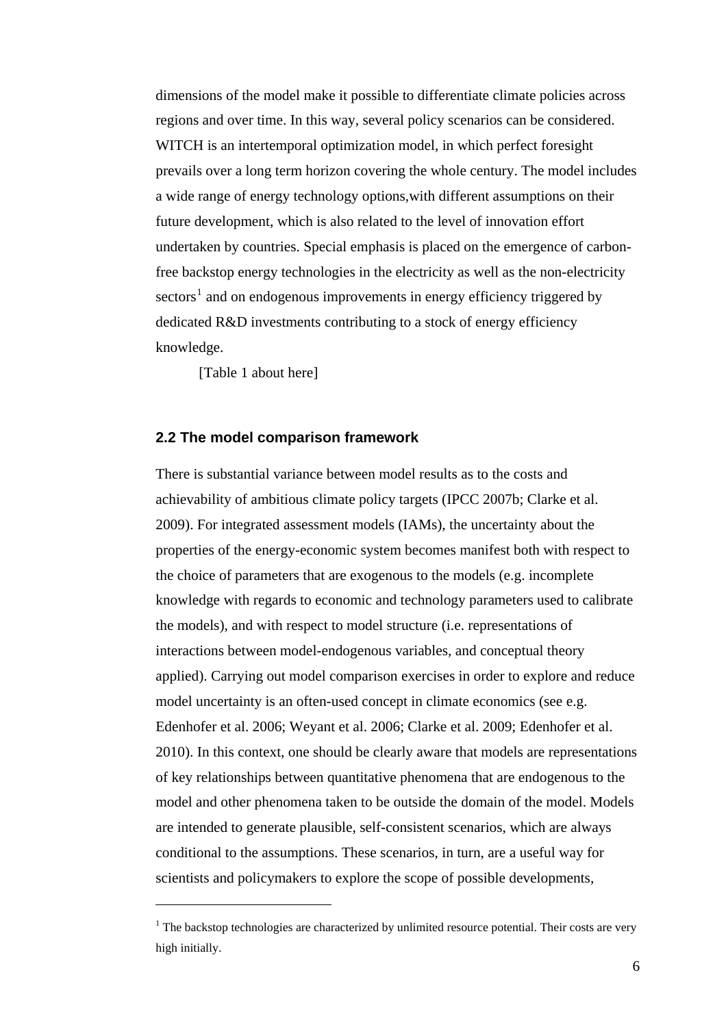dimensions of the model make it possible to differentiate climate policies across regions and over time. In this way, several policy scenarios can be considered. WITCH is an intertemporal optimization model, in which perfect foresight prevails over a long term horizon covering the whole century. The model includes a wide range of energy technology options,with different assumptions on their future development, which is also related to the level of innovation effort undertaken by countries. Special emphasis is placed on the emergence of carbon-free backstop energy technologies in the electricity as well as the non-electricity sectors[1] and on endogenous improvements in energy efficiency triggered by dedicated R&D investments contributing to a stock of energy efficiency knowledge.

[Table 1 about here]

### 2.2 The model comparison framework

There is substantial variance between model results as to the costs and achievability of ambitious climate policy targets (IPCC 2007b; Clarke et al. 2009). For integrated assessment models (IAMs), the uncertainty about the properties of the energy-economic system becomes manifest both with respect to the choice of parameters that are exogenous to the models (e.g. incomplete knowledge with regards to economic and technology parameters used to calibrate the models), and with respect to model structure (i.e. representations of interactions between model-endogenous variables, and conceptual theory applied). Carrying out model comparison exercises in order to explore and reduce model uncertainty is an often-used concept in climate economics (see e.g. Edenhofer et al. 2006; Weyant et al. 2006; Clarke et al. 2009; Edenhofer et al. 2010). In this context, one should be clearly aware that models are representations of key relationships between quantitative phenomena that are endogenous to the model and other phenomena taken to be outside the domain of the model. Models are intended to generate plausible, self-consistent scenarios, which are always conditional to the assumptions. These scenarios, in turn, are a useful way for scientists and policymakers to explore the scope of possible developments,

[1] The backstop technologies are characterized by unlimited resource potential. Their costs are very high initially.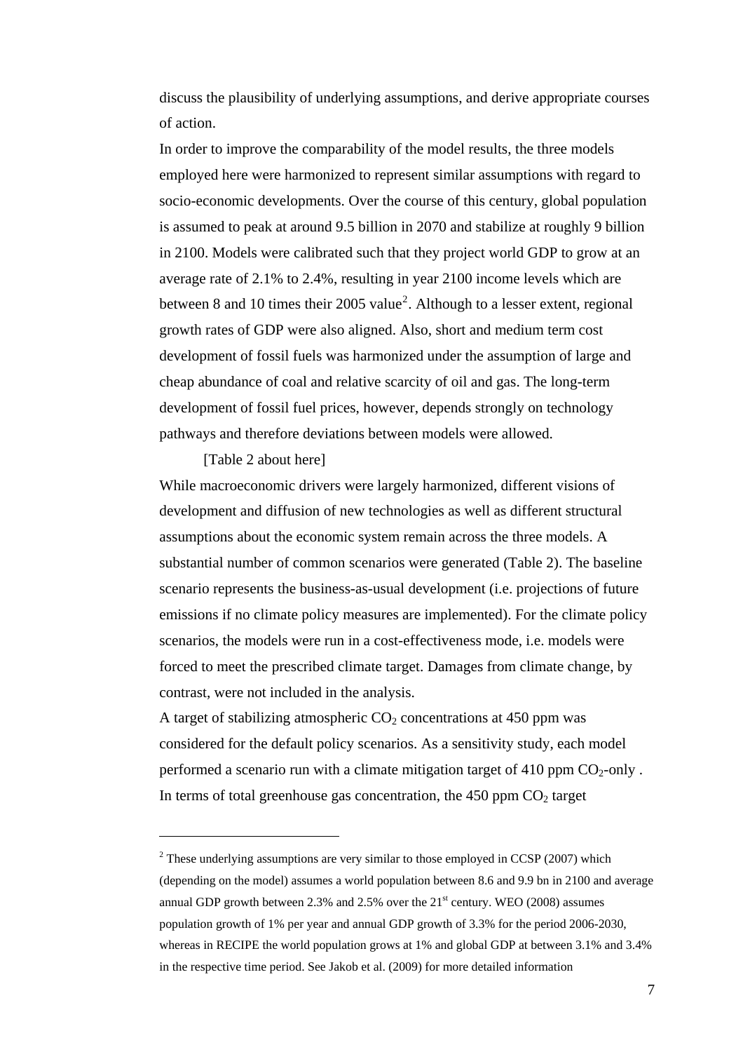discuss the plausibility of underlying assumptions, and derive appropriate courses of action.

In order to improve the comparability of the model results, the three models employed here were harmonized to represent similar assumptions with regard to socio-economic developments. Over the course of this century, global population is assumed to peak at around 9.5 billion in 2070 and stabilize at roughly 9 billion in 2100. Models were calibrated such that they project world GDP to grow at an average rate of 2.1% to 2.4%, resulting in year 2100 income levels which are between 8 and 10 times their 2005 value[2]. Although to a lesser extent, regional growth rates of GDP were also aligned. Also, short and medium term cost development of fossil fuels was harmonized under the assumption of large and cheap abundance of coal and relative scarcity of oil and gas. The long-term development of fossil fuel prices, however, depends strongly on technology pathways and therefore deviations between models were allowed.

[Table 2 about here]

While macroeconomic drivers were largely harmonized, different visions of development and diffusion of new technologies as well as different structural assumptions about the economic system remain across the three models. A substantial number of common scenarios were generated (Table 2). The baseline scenario represents the business-as-usual development (i.e. projections of future emissions if no climate policy measures are implemented). For the climate policy scenarios, the models were run in a cost-effectiveness mode, i.e. models were forced to meet the prescribed climate target. Damages from climate change, by contrast, were not included in the analysis.

A target of stabilizing atmospheric $CO_2$ concentrations at 450 ppm was considered for the default policy scenarios. As a sensitivity study, each model performed a scenario run with a climate mitigation target of 410 ppm $CO_2$-only . In terms of total greenhouse gas concentration, the 450 ppm $CO_2$ target

---

[2] These underlying assumptions are very similar to those employed in CCSP (2007) which (depending on the model) assumes a world population between 8.6 and 9.9 bn in 2100 and average annual GDP growth between 2.3% and 2.5% over the 21st century. WEO (2008) assumes population growth of 1% per year and annual GDP growth of 3.3% for the period 2006-2030, whereas in RECIPE the world population grows at 1% and global GDP at between 3.1% and 3.4% in the respective time period. See Jakob et al. (2009) for more detailed information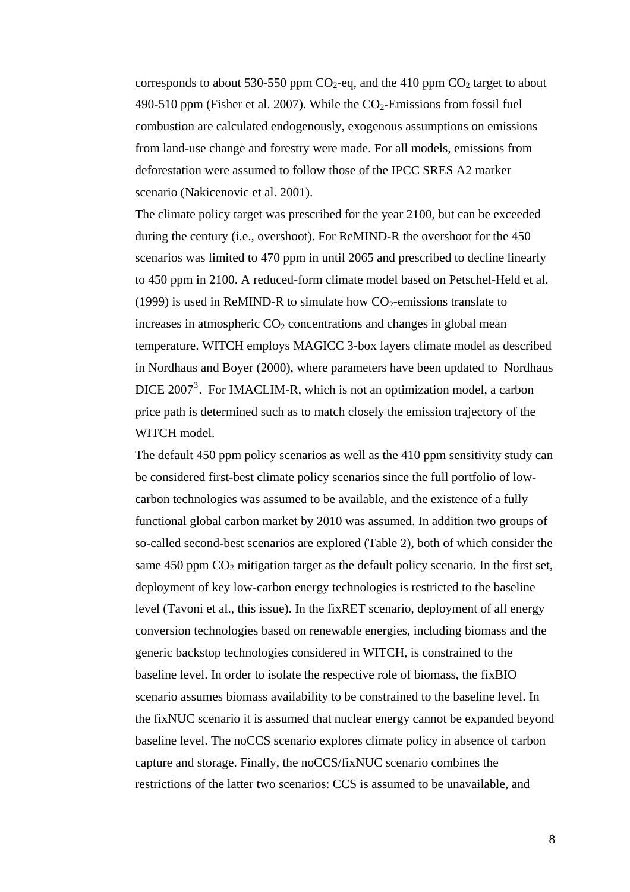corresponds to about 530-550 ppm $CO_2$-eq, and the 410 ppm $CO_2$ target to about 490-510 ppm (Fisher et al. 2007). While the $CO_2$-Emissions from fossil fuel combustion are calculated endogenously, exogenous assumptions on emissions from land-use change and forestry were made. For all models, emissions from deforestation were assumed to follow those of the IPCC SRES A2 marker scenario (Nakicenovic et al. 2001).

The climate policy target was prescribed for the year 2100, but can be exceeded during the century (i.e., overshoot). For ReMIND-R the overshoot for the 450 scenarios was limited to 470 ppm in until 2065 and prescribed to decline linearly to 450 ppm in 2100. A reduced-form climate model based on Petschel-Held et al. (1999) is used in ReMIND-R to simulate how $CO_2$-emissions translate to increases in atmospheric $CO_2$ concentrations and changes in global mean temperature. WITCH employs MAGICC 3-box layers climate model as described in Nordhaus and Boyer (2000), where parameters have been updated to Nordhaus DICE 2007[3]. For IMACLIM-R, which is not an optimization model, a carbon price path is determined such as to match closely the emission trajectory of the WITCH model.

The default 450 ppm policy scenarios as well as the 410 ppm sensitivity study can be considered first-best climate policy scenarios since the full portfolio of low-carbon technologies was assumed to be available, and the existence of a fully functional global carbon market by 2010 was assumed. In addition two groups of so-called second-best scenarios are explored (Table 2), both of which consider the same 450 ppm $CO_2$ mitigation target as the default policy scenario. In the first set, deployment of key low-carbon energy technologies is restricted to the baseline level (Tavoni et al., this issue). In the fixRET scenario, deployment of all energy conversion technologies based on renewable energies, including biomass and the generic backstop technologies considered in WITCH, is constrained to the baseline level. In order to isolate the respective role of biomass, the fixBIO scenario assumes biomass availability to be constrained to the baseline level. In the fixNUC scenario it is assumed that nuclear energy cannot be expanded beyond baseline level. The noCCS scenario explores climate policy in absence of carbon capture and storage. Finally, the noCCS/fixNUC scenario combines the restrictions of the latter two scenarios: CCS is assumed to be unavailable, and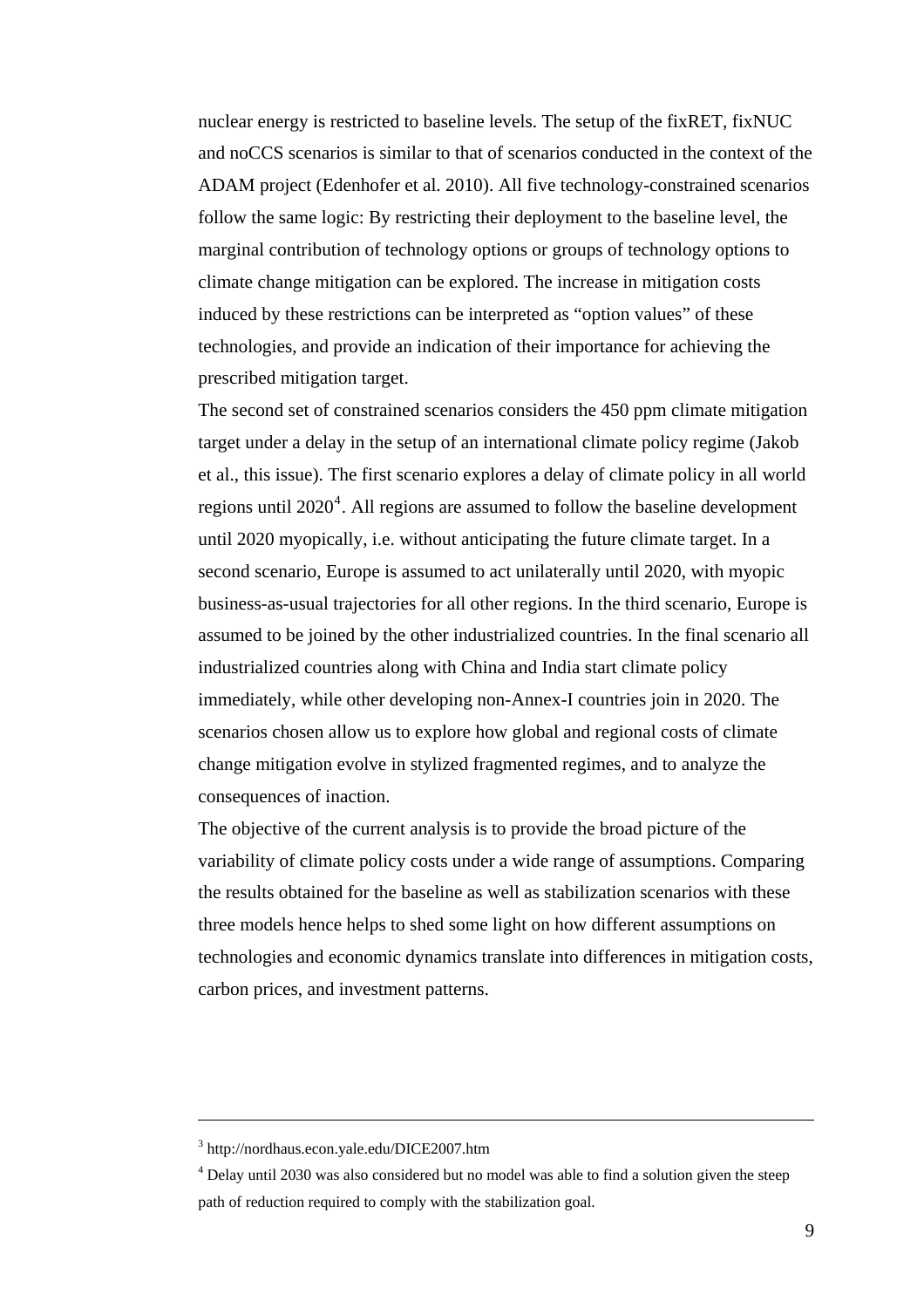nuclear energy is restricted to baseline levels. The setup of the fixRET, fixNUC and noCCS scenarios is similar to that of scenarios conducted in the context of the ADAM project (Edenhofer et al. 2010). All five technology-constrained scenarios follow the same logic: By restricting their deployment to the baseline level, the marginal contribution of technology options or groups of technology options to climate change mitigation can be explored. The increase in mitigation costs induced by these restrictions can be interpreted as "option values" of these technologies, and provide an indication of their importance for achieving the prescribed mitigation target.

The second set of constrained scenarios considers the 450 ppm climate mitigation target under a delay in the setup of an international climate policy regime (Jakob et al., this issue). The first scenario explores a delay of climate policy in all world regions until 2020[4]. All regions are assumed to follow the baseline development until 2020 myopically, i.e. without anticipating the future climate target. In a second scenario, Europe is assumed to act unilaterally until 2020, with myopic business-as-usual trajectories for all other regions. In the third scenario, Europe is assumed to be joined by the other industrialized countries. In the final scenario all industrialized countries along with China and India start climate policy immediately, while other developing non-Annex-I countries join in 2020. The scenarios chosen allow us to explore how global and regional costs of climate change mitigation evolve in stylized fragmented regimes, and to analyze the consequences of inaction.

The objective of the current analysis is to provide the broad picture of the variability of climate policy costs under a wide range of assumptions. Comparing the results obtained for the baseline as well as stabilization scenarios with these three models hence helps to shed some light on how different assumptions on technologies and economic dynamics translate into differences in mitigation costs, carbon prices, and investment patterns.

---

[3] http://nordhaus.econ.yale.edu/DICE2007.htm

[4] Delay until 2030 was also considered but no model was able to find a solution given the steep path of reduction required to comply with the stabilization goal.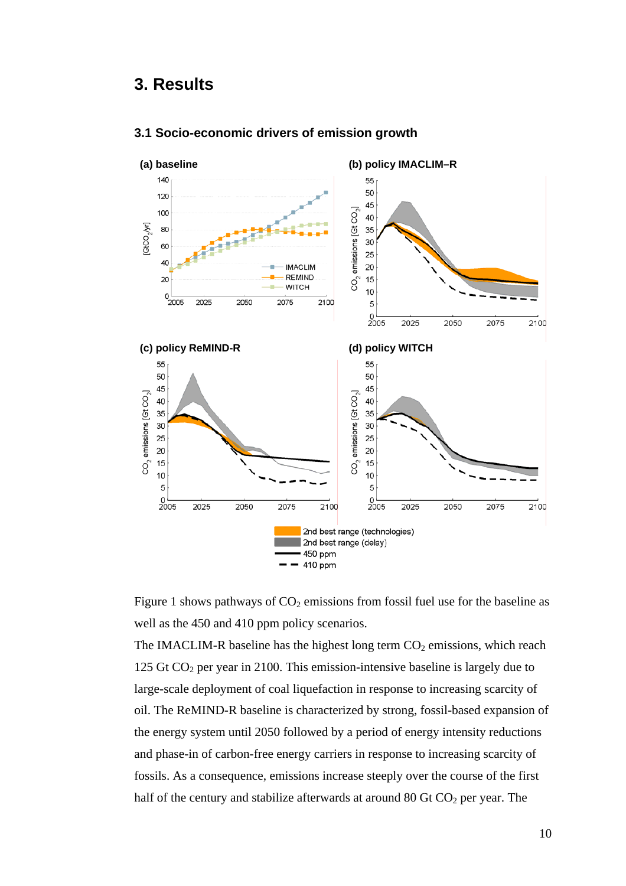# 3. Results

## 3.1 Socio-economic drivers of emission growth

Figure 1 shows pathways of $CO_2$ emissions from fossil fuel use for the baseline as well as the 450 and 410 ppm policy scenarios.

The IMACLIM-R baseline has the highest long term $CO_2$ emissions, which reach 125 Gt $CO_2$ per year in 2100. This emission-intensive baseline is largely due to large-scale deployment of coal liquefaction in response to increasing scarcity of oil. The ReMIND-R baseline is characterized by strong, fossil-based expansion of the energy system until 2050 followed by a period of energy intensity reductions and phase-in of carbon-free energy carriers in response to increasing scarcity of fossils. As a consequence, emissions increase steeply over the course of the first half of the century and stabilize afterwards at around 80 Gt $CO_2$ per year. The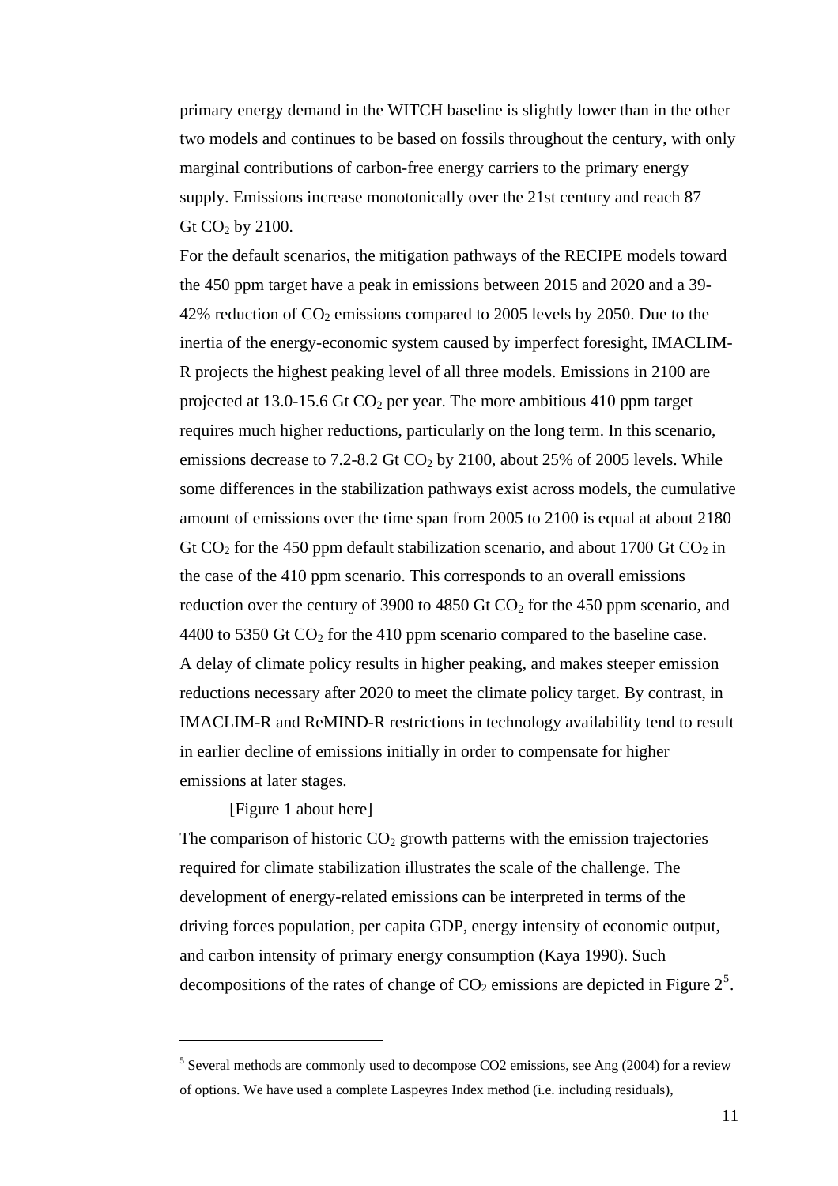primary energy demand in the WITCH baseline is slightly lower than in the other two models and continues to be based on fossils throughout the century, with only marginal contributions of carbon-free energy carriers to the primary energy supply. Emissions increase monotonically over the 21st century and reach 87 Gt $CO_2$ by 2100.

For the default scenarios, the mitigation pathways of the RECIPE models toward the 450 ppm target have a peak in emissions between 2015 and 2020 and a 39-42% reduction of $CO_2$ emissions compared to 2005 levels by 2050. Due to the inertia of the energy-economic system caused by imperfect foresight, IMACLIM-R projects the highest peaking level of all three models. Emissions in 2100 are projected at 13.0-15.6 Gt $CO_2$ per year. The more ambitious 410 ppm target requires much higher reductions, particularly on the long term. In this scenario, emissions decrease to 7.2-8.2 Gt $CO_2$ by 2100, about 25% of 2005 levels. While some differences in the stabilization pathways exist across models, the cumulative amount of emissions over the time span from 2005 to 2100 is equal at about 2180 Gt $CO_2$ for the 450 ppm default stabilization scenario, and about 1700 Gt $CO_2$ in the case of the 410 ppm scenario. This corresponds to an overall emissions reduction over the century of 3900 to 4850 Gt $CO_2$ for the 450 ppm scenario, and 4400 to 5350 Gt $CO_2$ for the 410 ppm scenario compared to the baseline case. A delay of climate policy results in higher peaking, and makes steeper emission reductions necessary after 2020 to meet the climate policy target. By contrast, in IMACLIM-R and ReMIND-R restrictions in technology availability tend to result in earlier decline of emissions initially in order to compensate for higher emissions at later stages.

[Figure 1 about here]

The comparison of historic $CO_2$ growth patterns with the emission trajectories required for climate stabilization illustrates the scale of the challenge. The development of energy-related emissions can be interpreted in terms of the driving forces population, per capita GDP, energy intensity of economic output, and carbon intensity of primary energy consumption (Kaya 1990). Such decompositions of the rates of change of $CO_2$ emissions are depicted in Figure 2[5].

---

[5] Several methods are commonly used to decompose CO2 emissions, see Ang (2004) for a review of options. We have used a complete Laspeyres Index method (i.e. including residuals),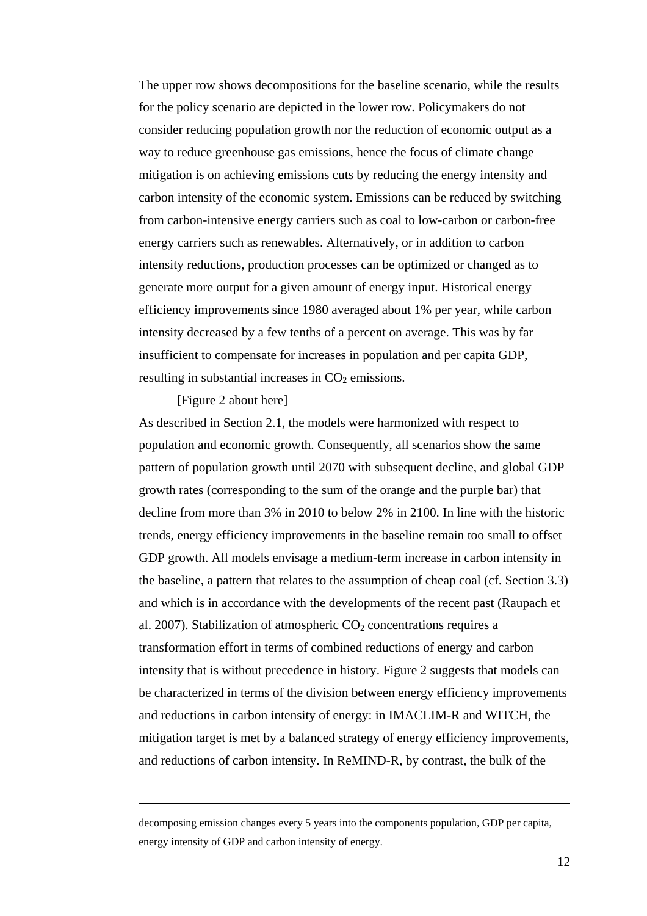The upper row shows decompositions for the baseline scenario, while the results for the policy scenario are depicted in the lower row. Policymakers do not consider reducing population growth nor the reduction of economic output as a way to reduce greenhouse gas emissions, hence the focus of climate change mitigation is on achieving emissions cuts by reducing the energy intensity and carbon intensity of the economic system. Emissions can be reduced by switching from carbon-intensive energy carriers such as coal to low-carbon or carbon-free energy carriers such as renewables. Alternatively, or in addition to carbon intensity reductions, production processes can be optimized or changed as to generate more output for a given amount of energy input. Historical energy efficiency improvements since 1980 averaged about 1% per year, while carbon intensity decreased by a few tenths of a percent on average. This was by far insufficient to compensate for increases in population and per capita GDP, resulting in substantial increases in $CO_2$ emissions.

[Figure 2 about here]

As described in Section 2.1, the models were harmonized with respect to population and economic growth. Consequently, all scenarios show the same pattern of population growth until 2070 with subsequent decline, and global GDP growth rates (corresponding to the sum of the orange and the purple bar) that decline from more than 3% in 2010 to below 2% in 2100. In line with the historic trends, energy efficiency improvements in the baseline remain too small to offset GDP growth. All models envisage a medium-term increase in carbon intensity in the baseline, a pattern that relates to the assumption of cheap coal (cf. Section 3.3) and which is in accordance with the developments of the recent past (Raupach et al. 2007). Stabilization of atmospheric $CO_2$ concentrations requires a transformation effort in terms of combined reductions of energy and carbon intensity that is without precedence in history. Figure 2 suggests that models can be characterized in terms of the division between energy efficiency improvements and reductions in carbon intensity of energy: in IMACLIM-R and WITCH, the mitigation target is met by a balanced strategy of energy efficiency improvements, and reductions of carbon intensity. In ReMIND-R, by contrast, the bulk of the

---

decomposing emission changes every 5 years into the components population, GDP per capita, energy intensity of GDP and carbon intensity of energy.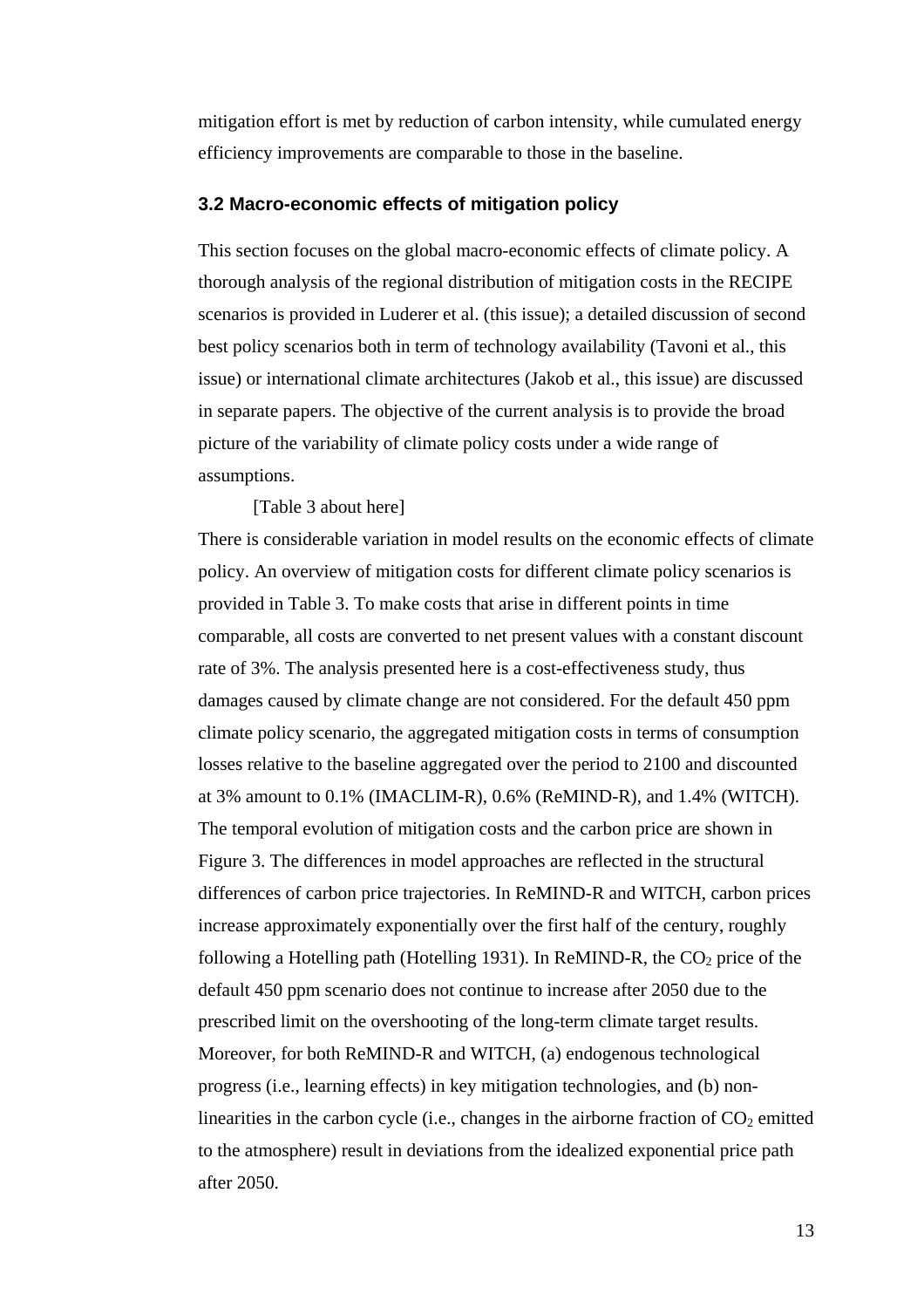mitigation effort is met by reduction of carbon intensity, while cumulated energy efficiency improvements are comparable to those in the baseline.

### 3.2 Macro-economic effects of mitigation policy

This section focuses on the global macro-economic effects of climate policy. A thorough analysis of the regional distribution of mitigation costs in the RECIPE scenarios is provided in Luderer et al. (this issue); a detailed discussion of second best policy scenarios both in term of technology availability (Tavoni et al., this issue) or international climate architectures (Jakob et al., this issue) are discussed in separate papers. The objective of the current analysis is to provide the broad picture of the variability of climate policy costs under a wide range of assumptions.

[Table 3 about here]

There is considerable variation in model results on the economic effects of climate policy. An overview of mitigation costs for different climate policy scenarios is provided in Table 3. To make costs that arise in different points in time comparable, all costs are converted to net present values with a constant discount rate of 3%. The analysis presented here is a cost-effectiveness study, thus damages caused by climate change are not considered. For the default 450 ppm climate policy scenario, the aggregated mitigation costs in terms of consumption losses relative to the baseline aggregated over the period to 2100 and discounted at 3% amount to 0.1% (IMACLIM-R), 0.6% (ReMIND-R), and 1.4% (WITCH). The temporal evolution of mitigation costs and the carbon price are shown in Figure 3. The differences in model approaches are reflected in the structural differences of carbon price trajectories. In ReMIND-R and WITCH, carbon prices increase approximately exponentially over the first half of the century, roughly following a Hotelling path (Hotelling 1931). In ReMIND-R, the $CO_2$ price of the default 450 ppm scenario does not continue to increase after 2050 due to the prescribed limit on the overshooting of the long-term climate target results. Moreover, for both ReMIND-R and WITCH, (a) endogenous technological progress (i.e., learning effects) in key mitigation technologies, and (b) non-linearities in the carbon cycle (i.e., changes in the airborne fraction of $CO_2$ emitted to the atmosphere) result in deviations from the idealized exponential price path after 2050.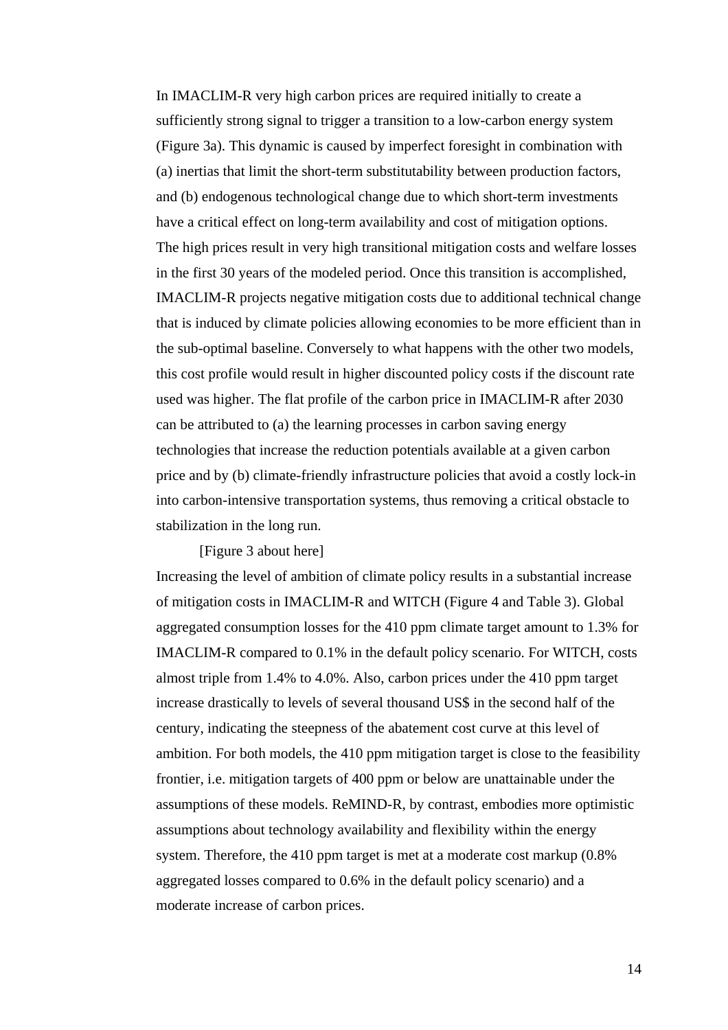In IMACLIM-R very high carbon prices are required initially to create a sufficiently strong signal to trigger a transition to a low-carbon energy system (Figure 3a). This dynamic is caused by imperfect foresight in combination with (a) inertias that limit the short-term substitutability between production factors, and (b) endogenous technological change due to which short-term investments have a critical effect on long-term availability and cost of mitigation options. The high prices result in very high transitional mitigation costs and welfare losses in the first 30 years of the modeled period. Once this transition is accomplished, IMACLIM-R projects negative mitigation costs due to additional technical change that is induced by climate policies allowing economies to be more efficient than in the sub-optimal baseline. Conversely to what happens with the other two models, this cost profile would result in higher discounted policy costs if the discount rate used was higher. The flat profile of the carbon price in IMACLIM-R after 2030 can be attributed to (a) the learning processes in carbon saving energy technologies that increase the reduction potentials available at a given carbon price and by (b) climate-friendly infrastructure policies that avoid a costly lock-in into carbon-intensive transportation systems, thus removing a critical obstacle to stabilization in the long run.

[Figure 3 about here]

Increasing the level of ambition of climate policy results in a substantial increase of mitigation costs in IMACLIM-R and WITCH (Figure 4 and Table 3). Global aggregated consumption losses for the 410 ppm climate target amount to 1.3% for IMACLIM-R compared to 0.1% in the default policy scenario. For WITCH, costs almost triple from 1.4% to 4.0%. Also, carbon prices under the 410 ppm target increase drastically to levels of several thousand US$ in the second half of the century, indicating the steepness of the abatement cost curve at this level of ambition. For both models, the 410 ppm mitigation target is close to the feasibility frontier, i.e. mitigation targets of 400 ppm or below are unattainable under the assumptions of these models. ReMIND-R, by contrast, embodies more optimistic assumptions about technology availability and flexibility within the energy system. Therefore, the 410 ppm target is met at a moderate cost markup (0.8% aggregated losses compared to 0.6% in the default policy scenario) and a moderate increase of carbon prices.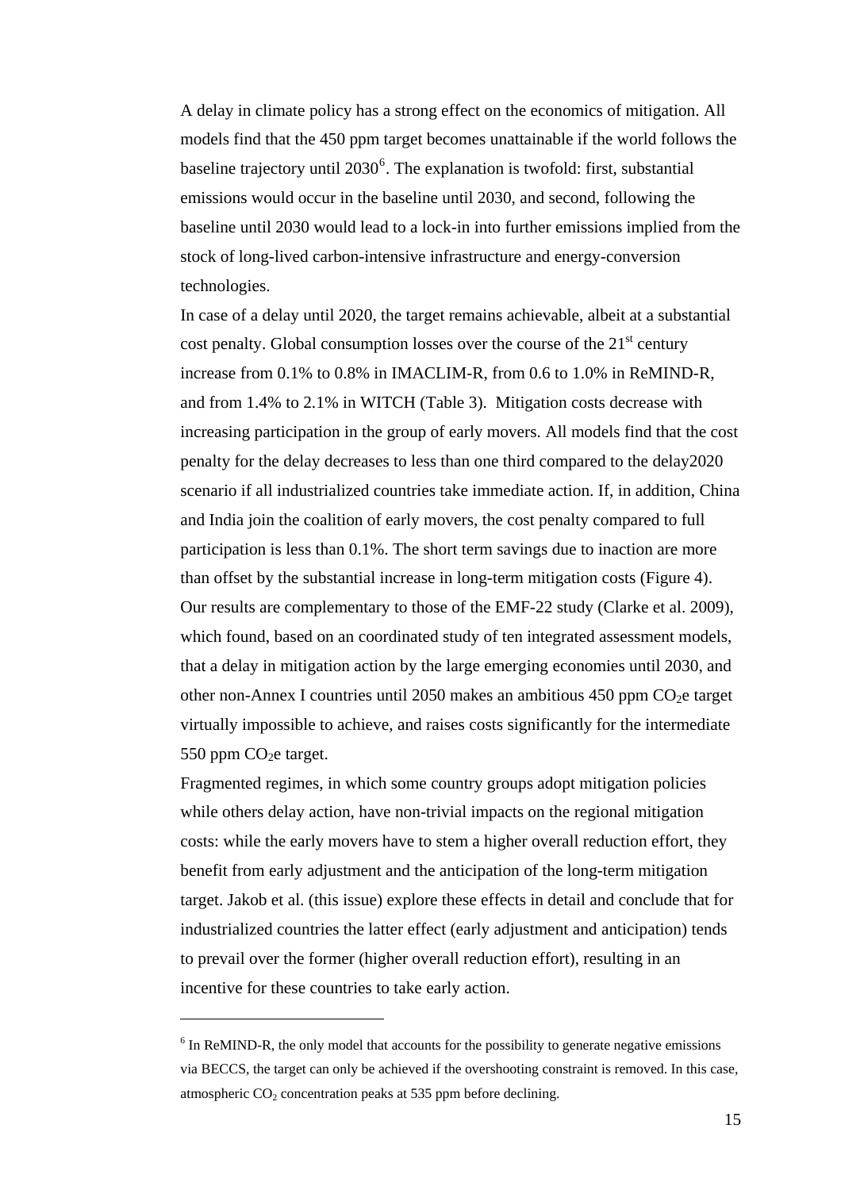A delay in climate policy has a strong effect on the economics of mitigation. All models find that the 450 ppm target becomes unattainable if the world follows the baseline trajectory until 2030[6]. The explanation is twofold: first, substantial emissions would occur in the baseline until 2030, and second, following the baseline until 2030 would lead to a lock-in into further emissions implied from the stock of long-lived carbon-intensive infrastructure and energy-conversion technologies.

In case of a delay until 2020, the target remains achievable, albeit at a substantial cost penalty. Global consumption losses over the course of the 21[st] century increase from 0.1% to 0.8% in IMACLIM-R, from 0.6 to 1.0% in ReMIND-R, and from 1.4% to 2.1% in WITCH (Table 3). Mitigation costs decrease with increasing participation in the group of early movers. All models find that the cost penalty for the delay decreases to less than one third compared to the delay2020 scenario if all industrialized countries take immediate action. If, in addition, China and India join the coalition of early movers, the cost penalty compared to full participation is less than 0.1%. The short term savings due to inaction are more than offset by the substantial increase in long-term mitigation costs (Figure 4).

Our results are complementary to those of the EMF-22 study (Clarke et al. 2009), which found, based on an coordinated study of ten integrated assessment models, that a delay in mitigation action by the large emerging economies until 2030, and other non-Annex I countries until 2050 makes an ambitious 450 ppm $CO_2$e target virtually impossible to achieve, and raises costs significantly for the intermediate 550 ppm $CO_2$e target.

Fragmented regimes, in which some country groups adopt mitigation policies while others delay action, have non-trivial impacts on the regional mitigation costs: while the early movers have to stem a higher overall reduction effort, they benefit from early adjustment and the anticipation of the long-term mitigation target. Jakob et al. (this issue) explore these effects in detail and conclude that for industrialized countries the latter effect (early adjustment and anticipation) tends to prevail over the former (higher overall reduction effort), resulting in an incentive for these countries to take early action.

---

[6] In ReMIND-R, the only model that accounts for the possibility to generate negative emissions via BECCS, the target can only be achieved if the overshooting constraint is removed. In this case, atmospheric $CO_2$ concentration peaks at 535 ppm before declining.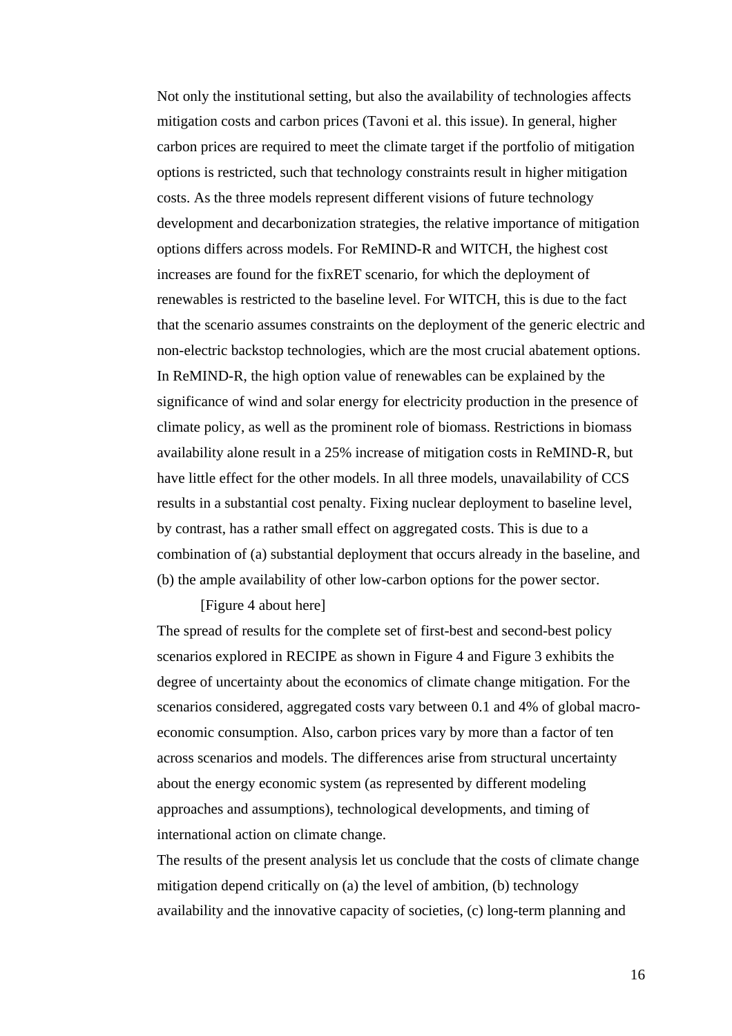Not only the institutional setting, but also the availability of technologies affects mitigation costs and carbon prices (Tavoni et al. this issue). In general, higher carbon prices are required to meet the climate target if the portfolio of mitigation options is restricted, such that technology constraints result in higher mitigation costs. As the three models represent different visions of future technology development and decarbonization strategies, the relative importance of mitigation options differs across models. For ReMIND-R and WITCH, the highest cost increases are found for the fixRET scenario, for which the deployment of renewables is restricted to the baseline level. For WITCH, this is due to the fact that the scenario assumes constraints on the deployment of the generic electric and non-electric backstop technologies, which are the most crucial abatement options. In ReMIND-R, the high option value of renewables can be explained by the significance of wind and solar energy for electricity production in the presence of climate policy, as well as the prominent role of biomass. Restrictions in biomass availability alone result in a 25% increase of mitigation costs in ReMIND-R, but have little effect for the other models. In all three models, unavailability of CCS results in a substantial cost penalty. Fixing nuclear deployment to baseline level, by contrast, has a rather small effect on aggregated costs. This is due to a combination of (a) substantial deployment that occurs already in the baseline, and (b) the ample availability of other low-carbon options for the power sector.

[Figure 4 about here]

The spread of results for the complete set of first-best and second-best policy scenarios explored in RECIPE as shown in Figure 4 and Figure 3 exhibits the degree of uncertainty about the economics of climate change mitigation. For the scenarios considered, aggregated costs vary between 0.1 and 4% of global macro-economic consumption. Also, carbon prices vary by more than a factor of ten across scenarios and models. The differences arise from structural uncertainty about the energy economic system (as represented by different modeling approaches and assumptions), technological developments, and timing of international action on climate change.

The results of the present analysis let us conclude that the costs of climate change mitigation depend critically on (a) the level of ambition, (b) technology availability and the innovative capacity of societies, (c) long-term planning and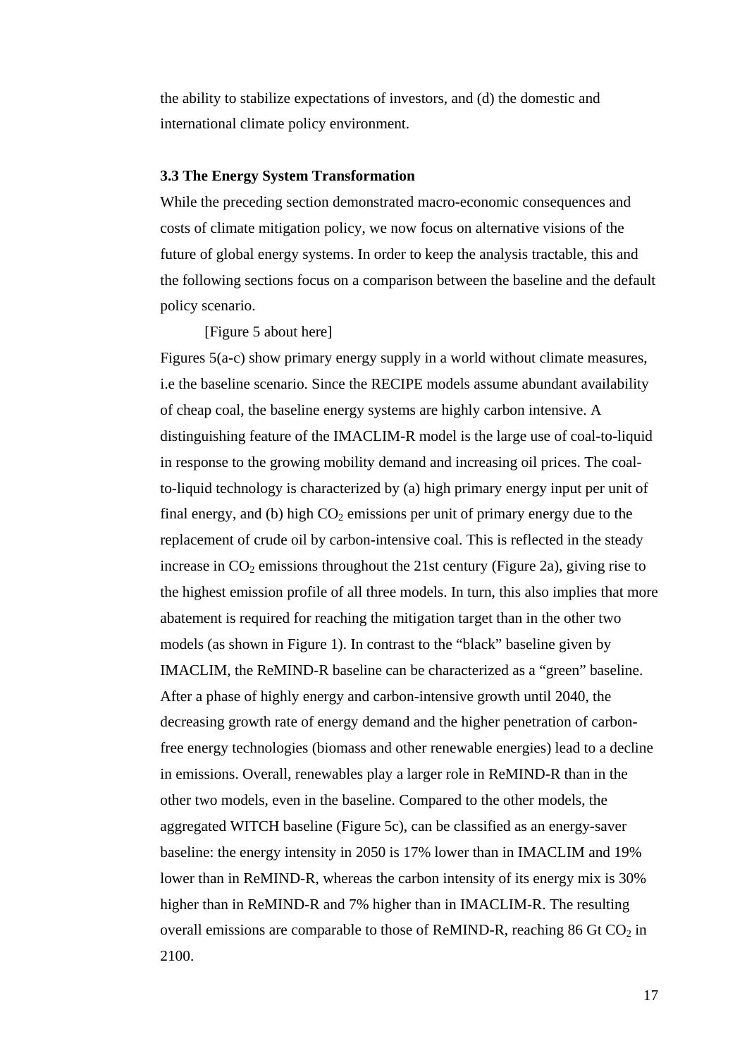the ability to stabilize expectations of investors, and (d) the domestic and international climate policy environment.

### 3.3 The Energy System Transformation

While the preceding section demonstrated macro-economic consequences and costs of climate mitigation policy, we now focus on alternative visions of the future of global energy systems. In order to keep the analysis tractable, this and the following sections focus on a comparison between the baseline and the default policy scenario.

[Figure 5 about here]

Figures 5(a-c) show primary energy supply in a world without climate measures, i.e the baseline scenario. Since the RECIPE models assume abundant availability of cheap coal, the baseline energy systems are highly carbon intensive. A distinguishing feature of the IMACLIM-R model is the large use of coal-to-liquid in response to the growing mobility demand and increasing oil prices. The coal-to-liquid technology is characterized by (a) high primary energy input per unit of final energy, and (b) high $CO_2$ emissions per unit of primary energy due to the replacement of crude oil by carbon-intensive coal. This is reflected in the steady increase in $CO_2$ emissions throughout the 21st century (Figure 2a), giving rise to the highest emission profile of all three models. In turn, this also implies that more abatement is required for reaching the mitigation target than in the other two models (as shown in Figure 1). In contrast to the "black" baseline given by IMACLIM, the ReMIND-R baseline can be characterized as a "green" baseline. After a phase of highly energy and carbon-intensive growth until 2040, the decreasing growth rate of energy demand and the higher penetration of carbon-free energy technologies (biomass and other renewable energies) lead to a decline in emissions. Overall, renewables play a larger role in ReMIND-R than in the other two models, even in the baseline. Compared to the other models, the aggregated WITCH baseline (Figure 5c), can be classified as an energy-saver baseline: the energy intensity in 2050 is 17% lower than in IMACLIM and 19% lower than in ReMIND-R, whereas the carbon intensity of its energy mix is 30% higher than in ReMIND-R and 7% higher than in IMACLIM-R. The resulting overall emissions are comparable to those of ReMIND-R, reaching 86 Gt $CO_2$ in 2100.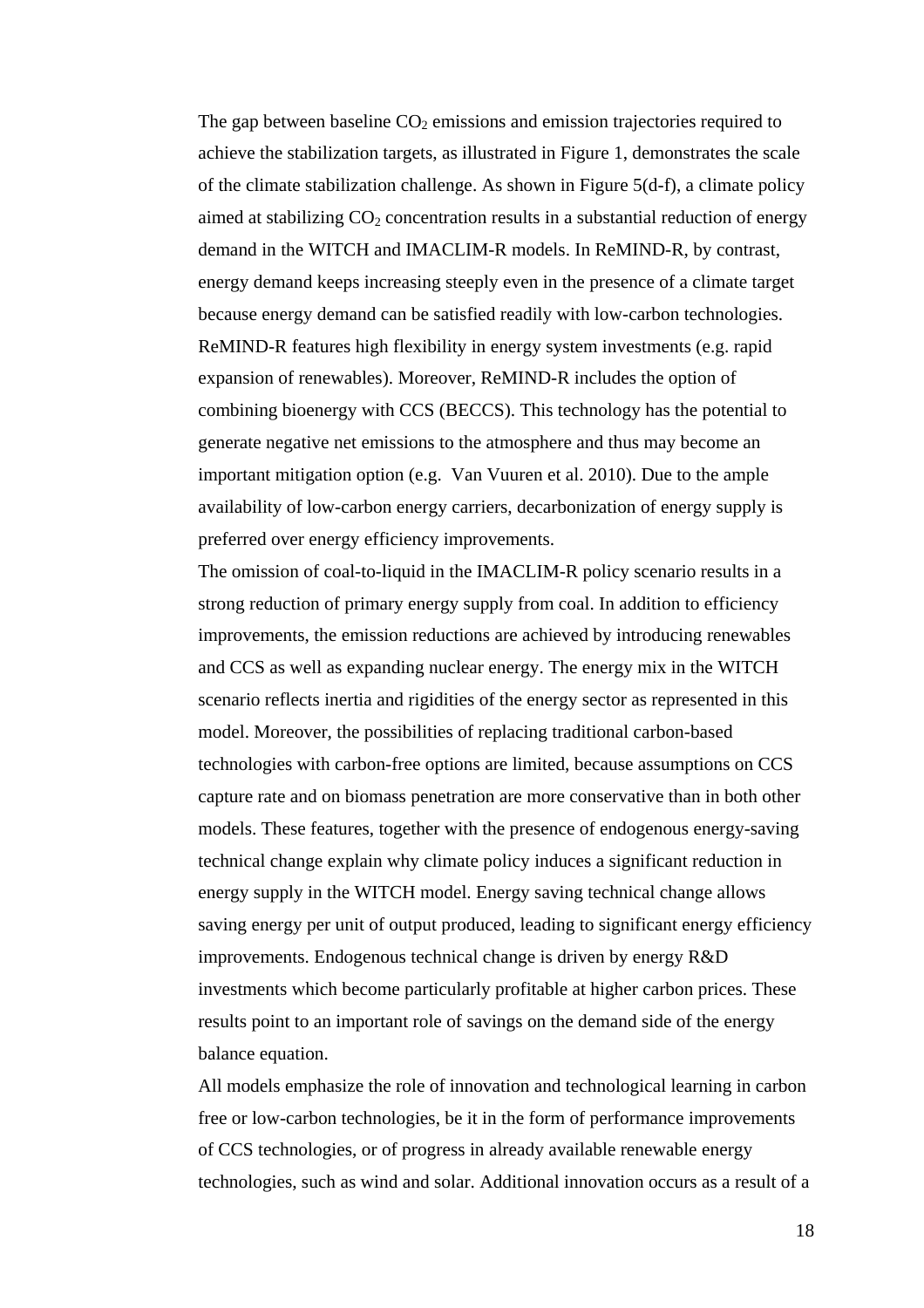The gap between baseline $CO_2$ emissions and emission trajectories required to achieve the stabilization targets, as illustrated in Figure 1, demonstrates the scale of the climate stabilization challenge. As shown in Figure 5(d-f), a climate policy aimed at stabilizing $CO_2$ concentration results in a substantial reduction of energy demand in the WITCH and IMACLIM-R models. In ReMIND-R, by contrast, energy demand keeps increasing steeply even in the presence of a climate target because energy demand can be satisfied readily with low-carbon technologies. ReMIND-R features high flexibility in energy system investments (e.g. rapid expansion of renewables). Moreover, ReMIND-R includes the option of combining bioenergy with CCS (BECCS). This technology has the potential to generate negative net emissions to the atmosphere and thus may become an important mitigation option (e.g. Van Vuuren et al. 2010). Due to the ample availability of low-carbon energy carriers, decarbonization of energy supply is preferred over energy efficiency improvements.

The omission of coal-to-liquid in the IMACLIM-R policy scenario results in a strong reduction of primary energy supply from coal. In addition to efficiency improvements, the emission reductions are achieved by introducing renewables and CCS as well as expanding nuclear energy. The energy mix in the WITCH scenario reflects inertia and rigidities of the energy sector as represented in this model. Moreover, the possibilities of replacing traditional carbon-based technologies with carbon-free options are limited, because assumptions on CCS capture rate and on biomass penetration are more conservative than in both other models. These features, together with the presence of endogenous energy-saving technical change explain why climate policy induces a significant reduction in energy supply in the WITCH model. Energy saving technical change allows saving energy per unit of output produced, leading to significant energy efficiency improvements. Endogenous technical change is driven by energy R&D investments which become particularly profitable at higher carbon prices. These results point to an important role of savings on the demand side of the energy balance equation.

All models emphasize the role of innovation and technological learning in carbon free or low-carbon technologies, be it in the form of performance improvements of CCS technologies, or of progress in already available renewable energy technologies, such as wind and solar. Additional innovation occurs as a result of a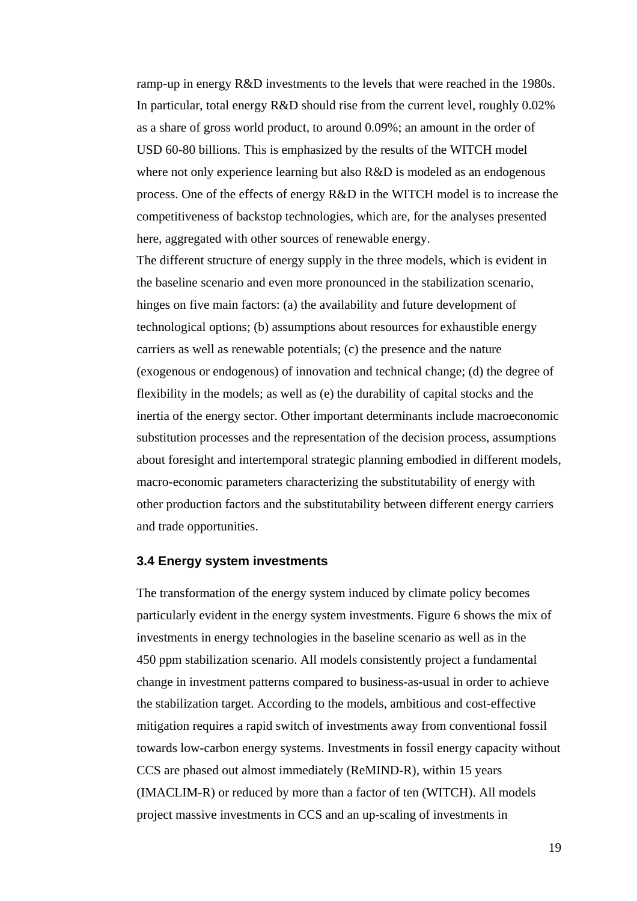ramp-up in energy R&D investments to the levels that were reached in the 1980s. In particular, total energy R&D should rise from the current level, roughly 0.02% as a share of gross world product, to around 0.09%; an amount in the order of USD 60-80 billions. This is emphasized by the results of the WITCH model where not only experience learning but also R&D is modeled as an endogenous process. One of the effects of energy R&D in the WITCH model is to increase the competitiveness of backstop technologies, which are, for the analyses presented here, aggregated with other sources of renewable energy.

The different structure of energy supply in the three models, which is evident in the baseline scenario and even more pronounced in the stabilization scenario, hinges on five main factors: (a) the availability and future development of technological options; (b) assumptions about resources for exhaustible energy carriers as well as renewable potentials; (c) the presence and the nature (exogenous or endogenous) of innovation and technical change; (d) the degree of flexibility in the models; as well as (e) the durability of capital stocks and the inertia of the energy sector. Other important determinants include macroeconomic substitution processes and the representation of the decision process, assumptions about foresight and intertemporal strategic planning embodied in different models, macro-economic parameters characterizing the substitutability of energy with other production factors and the substitutability between different energy carriers and trade opportunities.

### 3.4 Energy system investments

The transformation of the energy system induced by climate policy becomes particularly evident in the energy system investments. Figure 6 shows the mix of investments in energy technologies in the baseline scenario as well as in the 450 ppm stabilization scenario. All models consistently project a fundamental change in investment patterns compared to business-as-usual in order to achieve the stabilization target. According to the models, ambitious and cost-effective mitigation requires a rapid switch of investments away from conventional fossil towards low-carbon energy systems. Investments in fossil energy capacity without CCS are phased out almost immediately (ReMIND-R), within 15 years (IMACLIM-R) or reduced by more than a factor of ten (WITCH). All models project massive investments in CCS and an up-scaling of investments in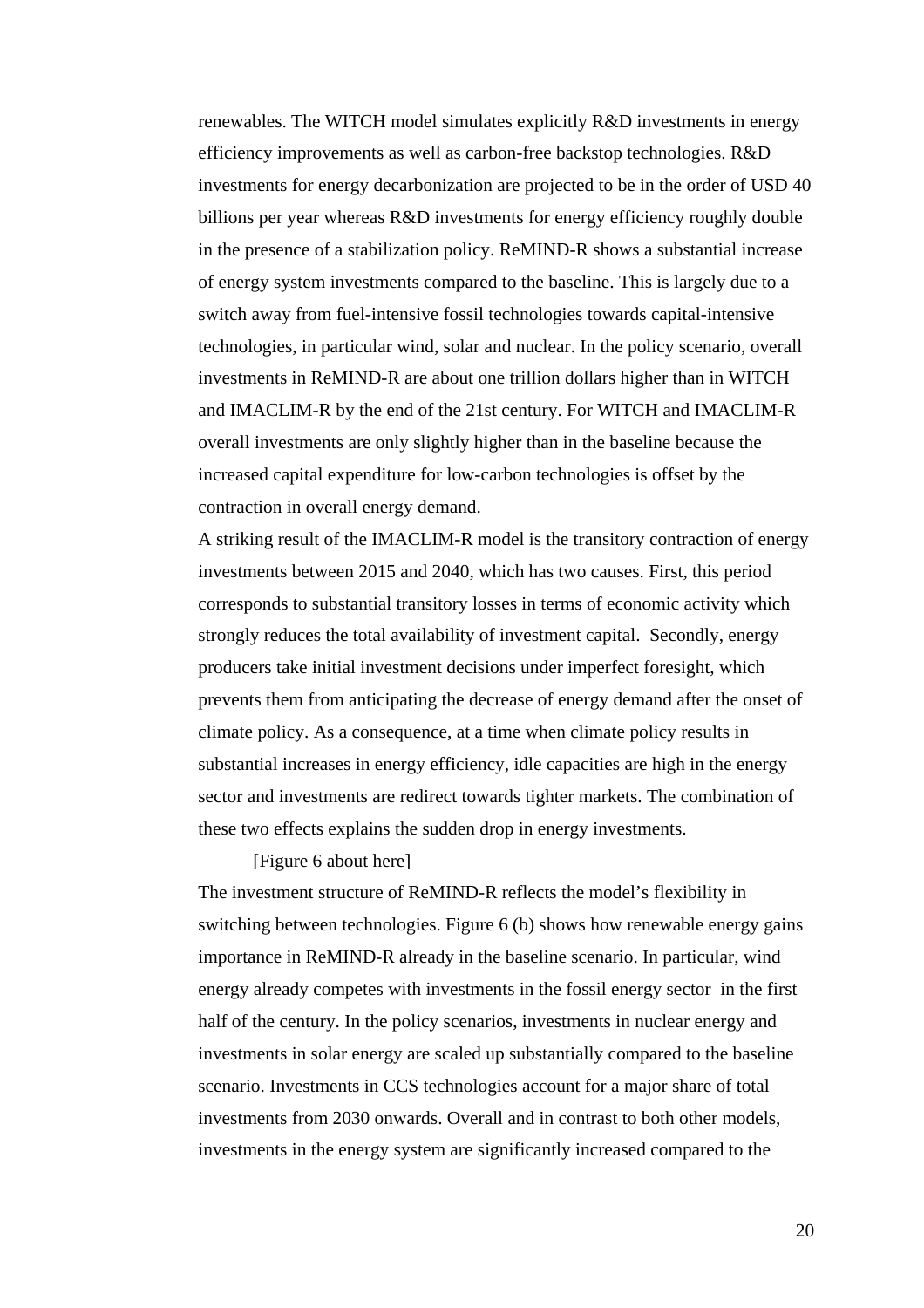renewables. The WITCH model simulates explicitly R&D investments in energy efficiency improvements as well as carbon-free backstop technologies. R&D investments for energy decarbonization are projected to be in the order of USD 40 billions per year whereas R&D investments for energy efficiency roughly double in the presence of a stabilization policy. ReMIND-R shows a substantial increase of energy system investments compared to the baseline. This is largely due to a switch away from fuel-intensive fossil technologies towards capital-intensive technologies, in particular wind, solar and nuclear. In the policy scenario, overall investments in ReMIND-R are about one trillion dollars higher than in WITCH and IMACLIM-R by the end of the 21st century. For WITCH and IMACLIM-R overall investments are only slightly higher than in the baseline because the increased capital expenditure for low-carbon technologies is offset by the contraction in overall energy demand.

A striking result of the IMACLIM-R model is the transitory contraction of energy investments between 2015 and 2040, which has two causes. First, this period corresponds to substantial transitory losses in terms of economic activity which strongly reduces the total availability of investment capital. Secondly, energy producers take initial investment decisions under imperfect foresight, which prevents them from anticipating the decrease of energy demand after the onset of climate policy. As a consequence, at a time when climate policy results in substantial increases in energy efficiency, idle capacities are high in the energy sector and investments are redirect towards tighter markets. The combination of these two effects explains the sudden drop in energy investments.

[Figure 6 about here]

The investment structure of ReMIND-R reflects the model's flexibility in switching between technologies. Figure 6 (b) shows how renewable energy gains importance in ReMIND-R already in the baseline scenario. In particular, wind energy already competes with investments in the fossil energy sector in the first half of the century. In the policy scenarios, investments in nuclear energy and investments in solar energy are scaled up substantially compared to the baseline scenario. Investments in CCS technologies account for a major share of total investments from 2030 onwards. Overall and in contrast to both other models, investments in the energy system are significantly increased compared to the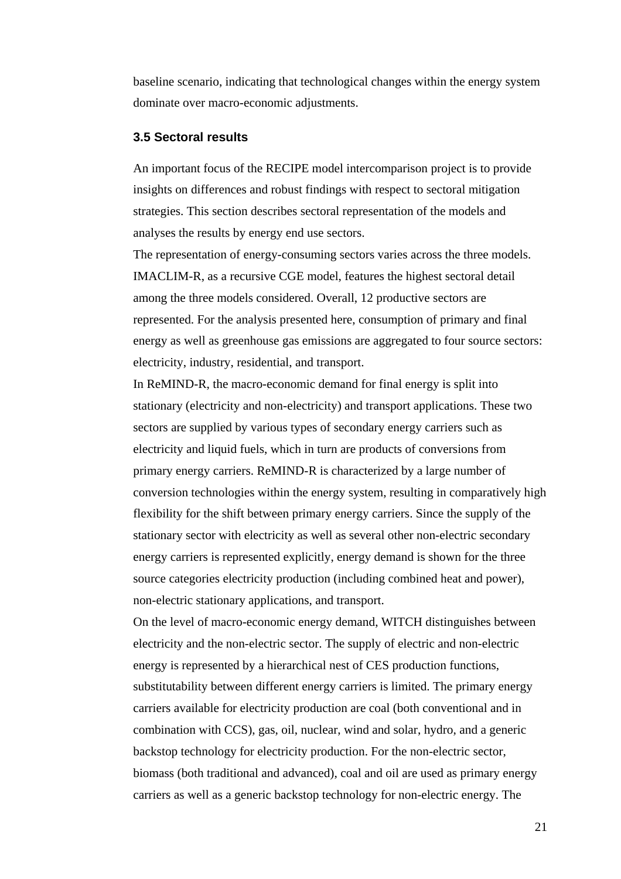baseline scenario, indicating that technological changes within the energy system dominate over macro-economic adjustments.

### 3.5 Sectoral results

An important focus of the RECIPE model intercomparison project is to provide insights on differences and robust findings with respect to sectoral mitigation strategies. This section describes sectoral representation of the models and analyses the results by energy end use sectors.

The representation of energy-consuming sectors varies across the three models. IMACLIM-R, as a recursive CGE model, features the highest sectoral detail among the three models considered. Overall, 12 productive sectors are represented. For the analysis presented here, consumption of primary and final energy as well as greenhouse gas emissions are aggregated to four source sectors: electricity, industry, residential, and transport.

In ReMIND-R, the macro-economic demand for final energy is split into stationary (electricity and non-electricity) and transport applications. These two sectors are supplied by various types of secondary energy carriers such as electricity and liquid fuels, which in turn are products of conversions from primary energy carriers. ReMIND-R is characterized by a large number of conversion technologies within the energy system, resulting in comparatively high flexibility for the shift between primary energy carriers. Since the supply of the stationary sector with electricity as well as several other non-electric secondary energy carriers is represented explicitly, energy demand is shown for the three source categories electricity production (including combined heat and power), non-electric stationary applications, and transport.

On the level of macro-economic energy demand, WITCH distinguishes between electricity and the non-electric sector. The supply of electric and non-electric energy is represented by a hierarchical nest of CES production functions, substitutability between different energy carriers is limited. The primary energy carriers available for electricity production are coal (both conventional and in combination with CCS), gas, oil, nuclear, wind and solar, hydro, and a generic backstop technology for electricity production. For the non-electric sector, biomass (both traditional and advanced), coal and oil are used as primary energy carriers as well as a generic backstop technology for non-electric energy. The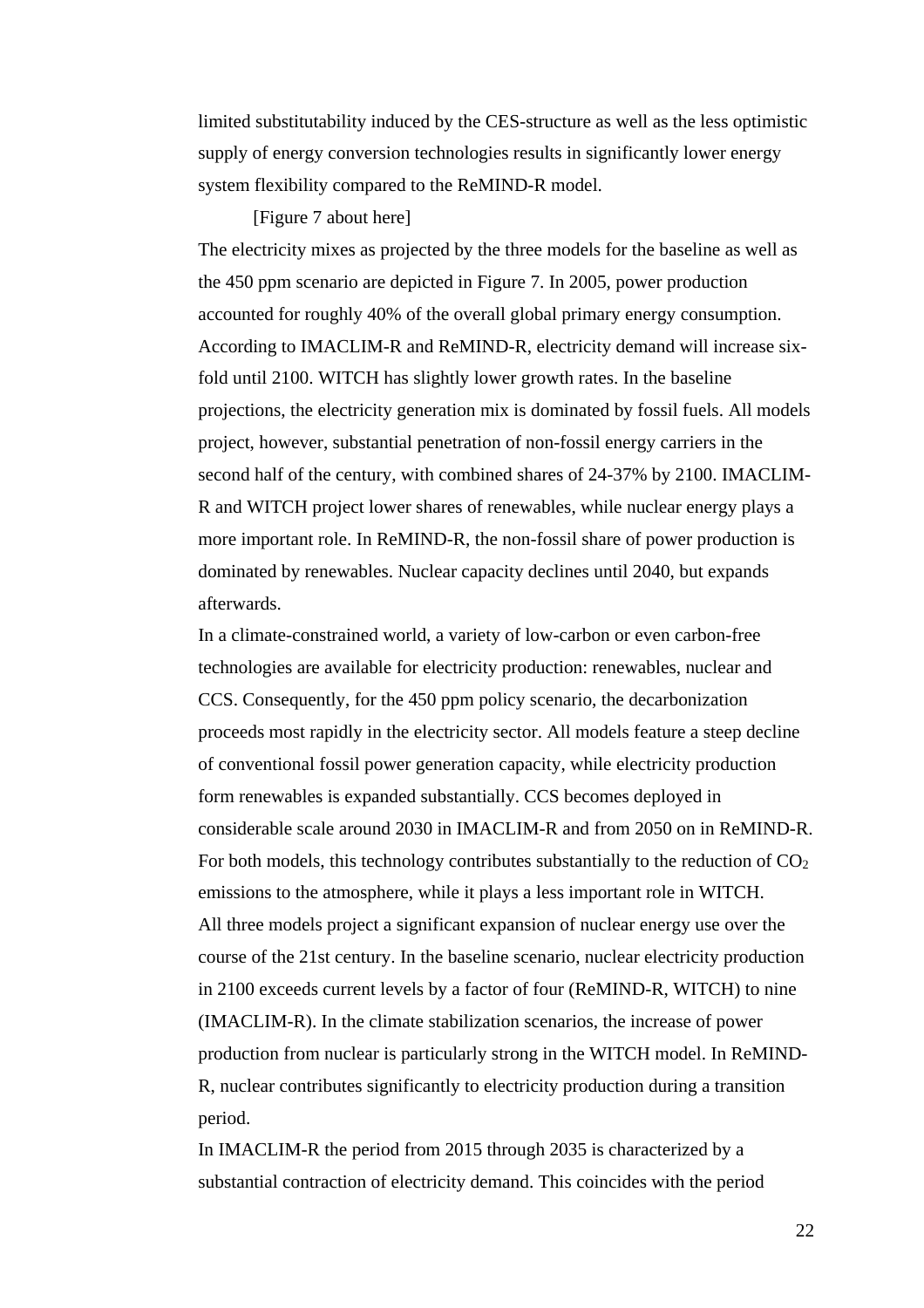limited substitutability induced by the CES-structure as well as the less optimistic supply of energy conversion technologies results in significantly lower energy system flexibility compared to the ReMIND-R model.

[Figure 7 about here]

The electricity mixes as projected by the three models for the baseline as well as the 450 ppm scenario are depicted in Figure 7. In 2005, power production accounted for roughly 40% of the overall global primary energy consumption. According to IMACLIM-R and ReMIND-R, electricity demand will increase six-fold until 2100. WITCH has slightly lower growth rates. In the baseline projections, the electricity generation mix is dominated by fossil fuels. All models project, however, substantial penetration of non-fossil energy carriers in the second half of the century, with combined shares of 24-37% by 2100. IMACLIM-R and WITCH project lower shares of renewables, while nuclear energy plays a more important role. In ReMIND-R, the non-fossil share of power production is dominated by renewables. Nuclear capacity declines until 2040, but expands afterwards.

In a climate-constrained world, a variety of low-carbon or even carbon-free technologies are available for electricity production: renewables, nuclear and CCS. Consequently, for the 450 ppm policy scenario, the decarbonization proceeds most rapidly in the electricity sector. All models feature a steep decline of conventional fossil power generation capacity, while electricity production form renewables is expanded substantially. CCS becomes deployed in considerable scale around 2030 in IMACLIM-R and from 2050 on in ReMIND-R. For both models, this technology contributes substantially to the reduction of $CO_2$ emissions to the atmosphere, while it plays a less important role in WITCH.

All three models project a significant expansion of nuclear energy use over the course of the 21st century. In the baseline scenario, nuclear electricity production in 2100 exceeds current levels by a factor of four (ReMIND-R, WITCH) to nine (IMACLIM-R). In the climate stabilization scenarios, the increase of power production from nuclear is particularly strong in the WITCH model. In ReMIND-R, nuclear contributes significantly to electricity production during a transition period.

In IMACLIM-R the period from 2015 through 2035 is characterized by a substantial contraction of electricity demand. This coincides with the period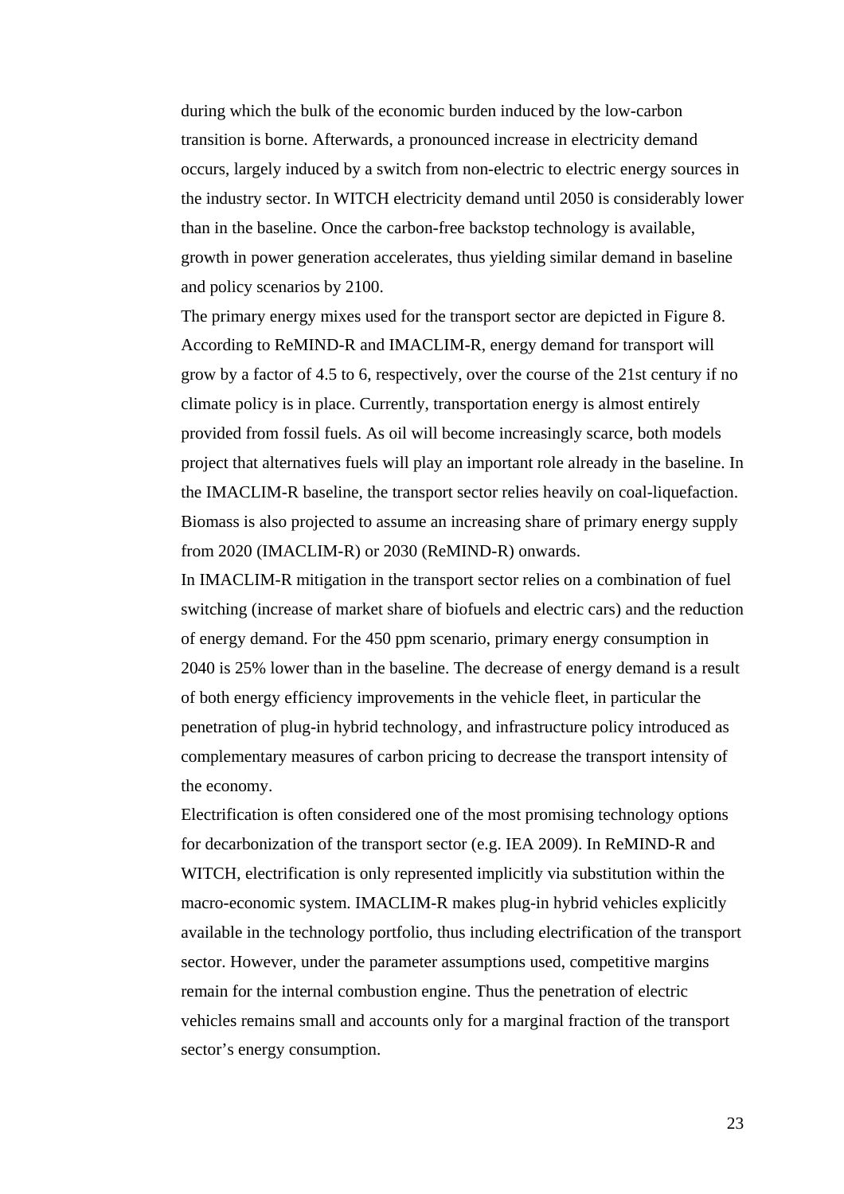during which the bulk of the economic burden induced by the low-carbon transition is borne. Afterwards, a pronounced increase in electricity demand occurs, largely induced by a switch from non-electric to electric energy sources in the industry sector. In WITCH electricity demand until 2050 is considerably lower than in the baseline. Once the carbon-free backstop technology is available, growth in power generation accelerates, thus yielding similar demand in baseline and policy scenarios by 2100.

The primary energy mixes used for the transport sector are depicted in Figure 8. According to ReMIND-R and IMACLIM-R, energy demand for transport will grow by a factor of 4.5 to 6, respectively, over the course of the 21st century if no climate policy is in place. Currently, transportation energy is almost entirely provided from fossil fuels. As oil will become increasingly scarce, both models project that alternatives fuels will play an important role already in the baseline. In the IMACLIM-R baseline, the transport sector relies heavily on coal-liquefaction. Biomass is also projected to assume an increasing share of primary energy supply from 2020 (IMACLIM-R) or 2030 (ReMIND-R) onwards.

In IMACLIM-R mitigation in the transport sector relies on a combination of fuel switching (increase of market share of biofuels and electric cars) and the reduction of energy demand. For the 450 ppm scenario, primary energy consumption in 2040 is 25% lower than in the baseline. The decrease of energy demand is a result of both energy efficiency improvements in the vehicle fleet, in particular the penetration of plug-in hybrid technology, and infrastructure policy introduced as complementary measures of carbon pricing to decrease the transport intensity of the economy.

Electrification is often considered one of the most promising technology options for decarbonization of the transport sector (e.g. IEA 2009). In ReMIND-R and WITCH, electrification is only represented implicitly via substitution within the macro-economic system. IMACLIM-R makes plug-in hybrid vehicles explicitly available in the technology portfolio, thus including electrification of the transport sector. However, under the parameter assumptions used, competitive margins remain for the internal combustion engine. Thus the penetration of electric vehicles remains small and accounts only for a marginal fraction of the transport sector's energy consumption.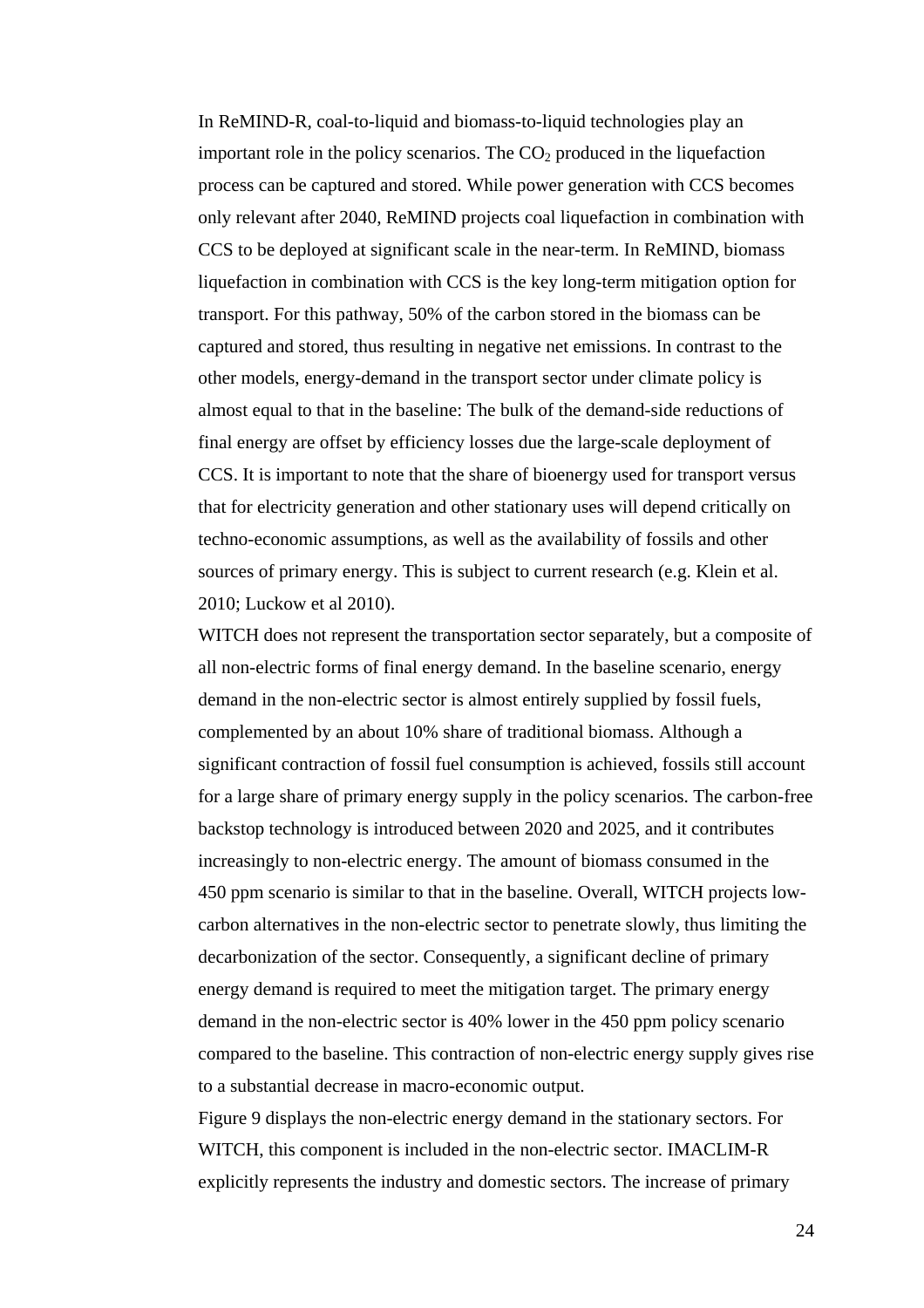In ReMIND-R, coal-to-liquid and biomass-to-liquid technologies play an important role in the policy scenarios. The $CO_2$ produced in the liquefaction process can be captured and stored. While power generation with CCS becomes only relevant after 2040, ReMIND projects coal liquefaction in combination with CCS to be deployed at significant scale in the near-term. In ReMIND, biomass liquefaction in combination with CCS is the key long-term mitigation option for transport. For this pathway, 50% of the carbon stored in the biomass can be captured and stored, thus resulting in negative net emissions. In contrast to the other models, energy-demand in the transport sector under climate policy is almost equal to that in the baseline: The bulk of the demand-side reductions of final energy are offset by efficiency losses due the large-scale deployment of CCS. It is important to note that the share of bioenergy used for transport versus that for electricity generation and other stationary uses will depend critically on techno-economic assumptions, as well as the availability of fossils and other sources of primary energy. This is subject to current research (e.g. Klein et al. 2010; Luckow et al 2010).

WITCH does not represent the transportation sector separately, but a composite of all non-electric forms of final energy demand. In the baseline scenario, energy demand in the non-electric sector is almost entirely supplied by fossil fuels, complemented by an about 10% share of traditional biomass. Although a significant contraction of fossil fuel consumption is achieved, fossils still account for a large share of primary energy supply in the policy scenarios. The carbon-free backstop technology is introduced between 2020 and 2025, and it contributes increasingly to non-electric energy. The amount of biomass consumed in the 450 ppm scenario is similar to that in the baseline. Overall, WITCH projects low-carbon alternatives in the non-electric sector to penetrate slowly, thus limiting the decarbonization of the sector. Consequently, a significant decline of primary energy demand is required to meet the mitigation target. The primary energy demand in the non-electric sector is 40% lower in the 450 ppm policy scenario compared to the baseline. This contraction of non-electric energy supply gives rise to a substantial decrease in macro-economic output.

Figure 9 displays the non-electric energy demand in the stationary sectors. For WITCH, this component is included in the non-electric sector. IMACLIM-R explicitly represents the industry and domestic sectors. The increase of primary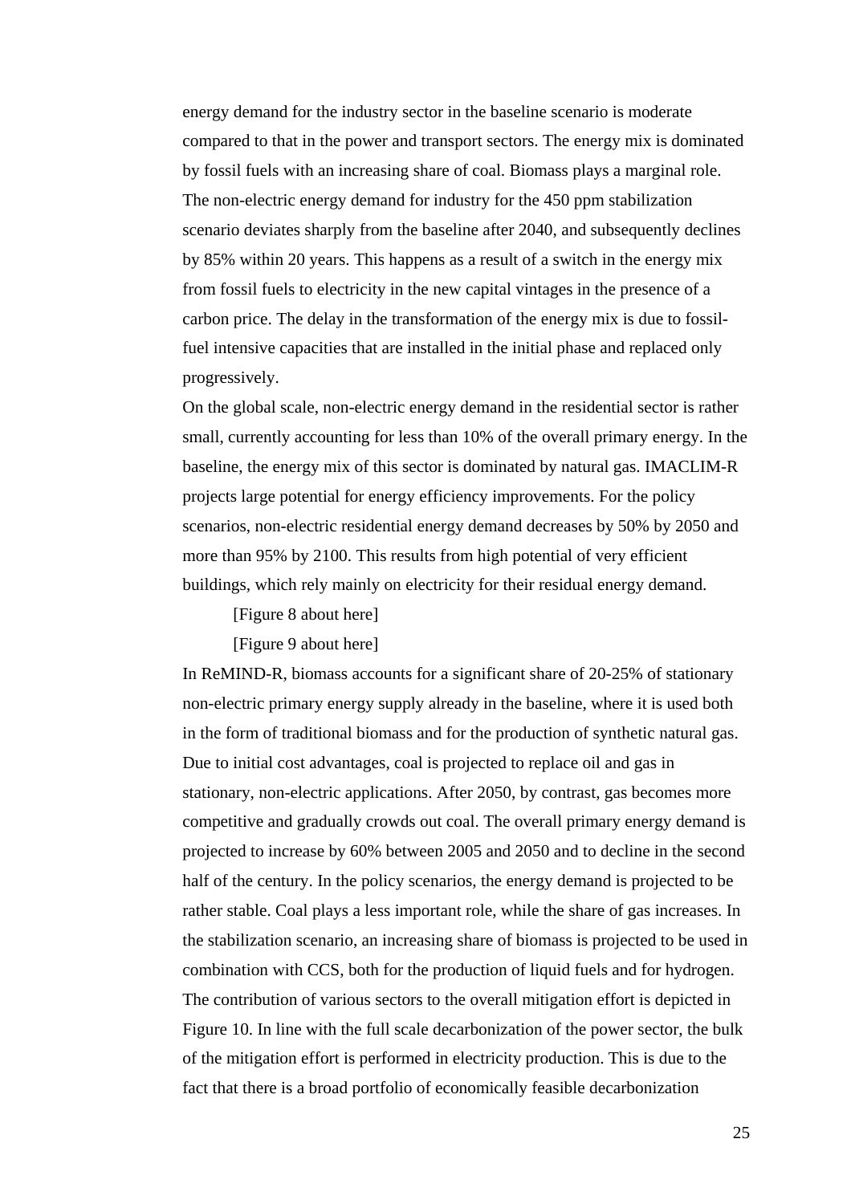energy demand for the industry sector in the baseline scenario is moderate compared to that in the power and transport sectors. The energy mix is dominated by fossil fuels with an increasing share of coal. Biomass plays a marginal role. The non-electric energy demand for industry for the 450 ppm stabilization scenario deviates sharply from the baseline after 2040, and subsequently declines by 85% within 20 years. This happens as a result of a switch in the energy mix from fossil fuels to electricity in the new capital vintages in the presence of a carbon price. The delay in the transformation of the energy mix is due to fossil-fuel intensive capacities that are installed in the initial phase and replaced only progressively.

On the global scale, non-electric energy demand in the residential sector is rather small, currently accounting for less than 10% of the overall primary energy. In the baseline, the energy mix of this sector is dominated by natural gas. IMACLIM-R projects large potential for energy efficiency improvements. For the policy scenarios, non-electric residential energy demand decreases by 50% by 2050 and more than 95% by 2100. This results from high potential of very efficient buildings, which rely mainly on electricity for their residual energy demand.

[Figure 8 about here]

[Figure 9 about here]

In ReMIND-R, biomass accounts for a significant share of 20-25% of stationary non-electric primary energy supply already in the baseline, where it is used both in the form of traditional biomass and for the production of synthetic natural gas. Due to initial cost advantages, coal is projected to replace oil and gas in stationary, non-electric applications. After 2050, by contrast, gas becomes more competitive and gradually crowds out coal. The overall primary energy demand is projected to increase by 60% between 2005 and 2050 and to decline in the second half of the century. In the policy scenarios, the energy demand is projected to be rather stable. Coal plays a less important role, while the share of gas increases. In the stabilization scenario, an increasing share of biomass is projected to be used in combination with CCS, both for the production of liquid fuels and for hydrogen.

The contribution of various sectors to the overall mitigation effort is depicted in Figure 10. In line with the full scale decarbonization of the power sector, the bulk of the mitigation effort is performed in electricity production. This is due to the fact that there is a broad portfolio of economically feasible decarbonization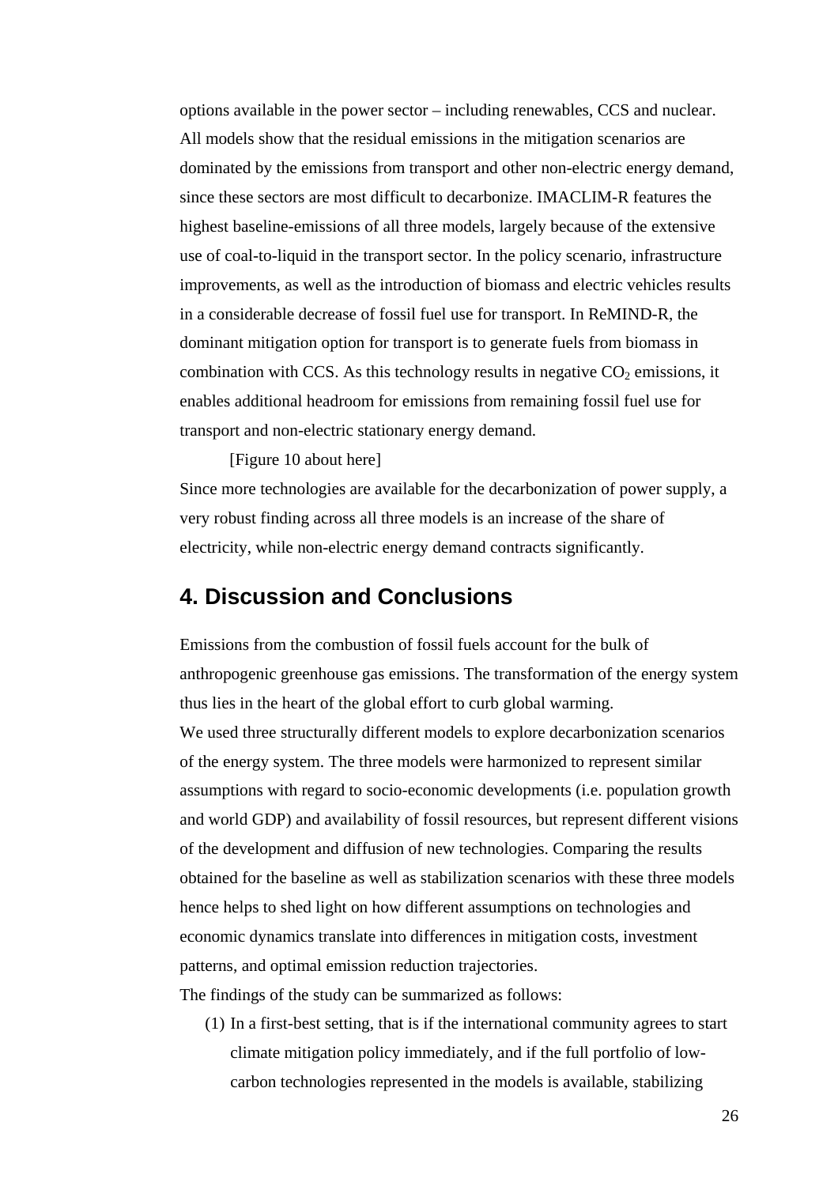options available in the power sector – including renewables, CCS and nuclear. All models show that the residual emissions in the mitigation scenarios are dominated by the emissions from transport and other non-electric energy demand, since these sectors are most difficult to decarbonize. IMACLIM-R features the highest baseline-emissions of all three models, largely because of the extensive use of coal-to-liquid in the transport sector. In the policy scenario, infrastructure improvements, as well as the introduction of biomass and electric vehicles results in a considerable decrease of fossil fuel use for transport. In ReMIND-R, the dominant mitigation option for transport is to generate fuels from biomass in combination with CCS. As this technology results in negative $CO_2$ emissions, it enables additional headroom for emissions from remaining fossil fuel use for transport and non-electric stationary energy demand.

[Figure 10 about here]

Since more technologies are available for the decarbonization of power supply, a very robust finding across all three models is an increase of the share of electricity, while non-electric energy demand contracts significantly.

## 4. Discussion and Conclusions

Emissions from the combustion of fossil fuels account for the bulk of anthropogenic greenhouse gas emissions. The transformation of the energy system thus lies in the heart of the global effort to curb global warming.

We used three structurally different models to explore decarbonization scenarios of the energy system. The three models were harmonized to represent similar assumptions with regard to socio-economic developments (i.e. population growth and world GDP) and availability of fossil resources, but represent different visions of the development and diffusion of new technologies. Comparing the results obtained for the baseline as well as stabilization scenarios with these three models hence helps to shed light on how different assumptions on technologies and economic dynamics translate into differences in mitigation costs, investment patterns, and optimal emission reduction trajectories.

The findings of the study can be summarized as follows:

(1) In a first-best setting, that is if the international community agrees to start climate mitigation policy immediately, and if the full portfolio of low-carbon technologies represented in the models is available, stabilizing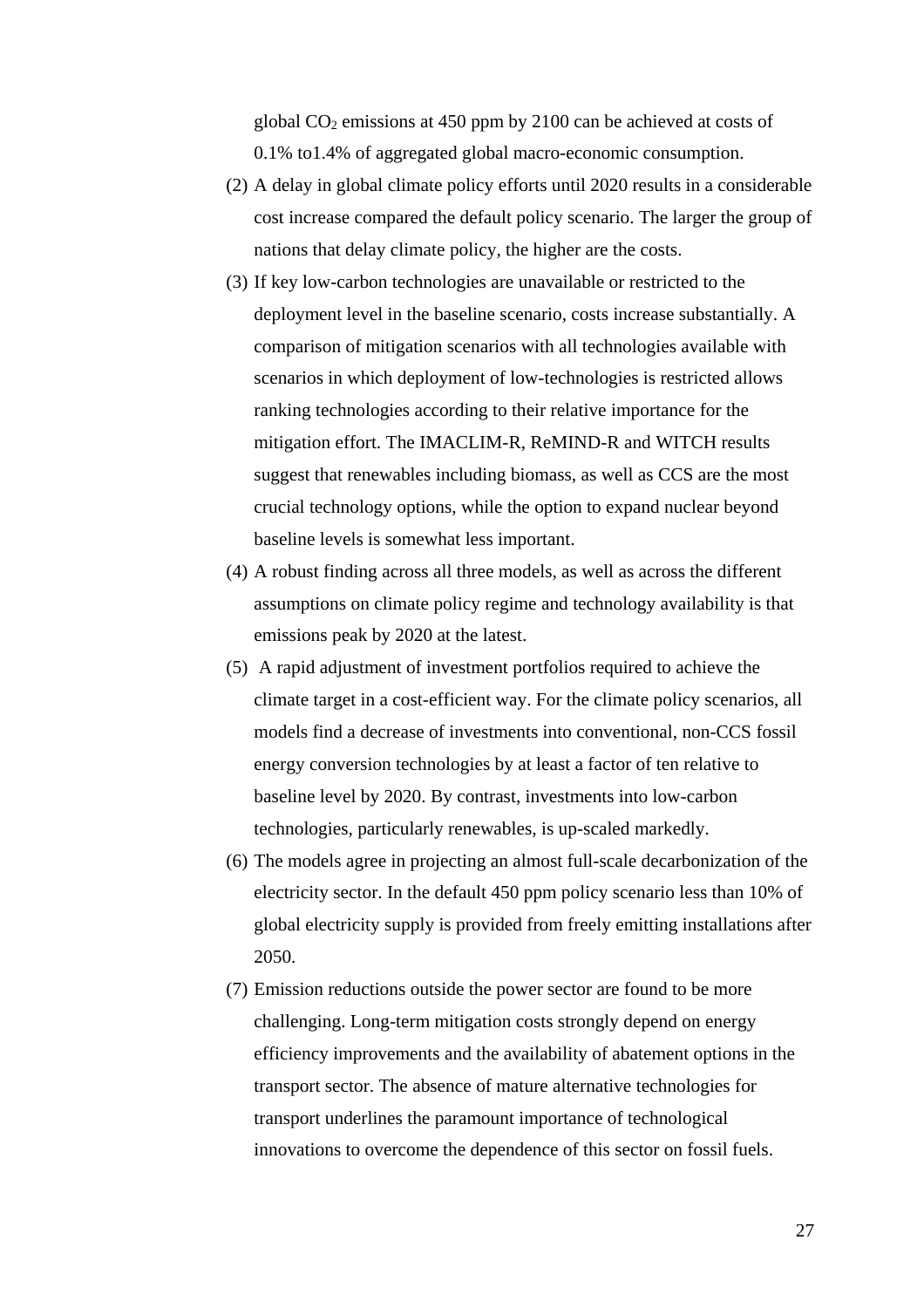global $CO_2$ emissions at 450 ppm by 2100 can be achieved at costs of 0.1% to1.4% of aggregated global macro-economic consumption.

(2) A delay in global climate policy efforts until 2020 results in a considerable cost increase compared the default policy scenario. The larger the group of nations that delay climate policy, the higher are the costs.

(3) If key low-carbon technologies are unavailable or restricted to the deployment level in the baseline scenario, costs increase substantially. A comparison of mitigation scenarios with all technologies available with scenarios in which deployment of low-technologies is restricted allows ranking technologies according to their relative importance for the mitigation effort. The IMACLIM-R, ReMIND-R and WITCH results suggest that renewables including biomass, as well as CCS are the most crucial technology options, while the option to expand nuclear beyond baseline levels is somewhat less important.

(4) A robust finding across all three models, as well as across the different assumptions on climate policy regime and technology availability is that emissions peak by 2020 at the latest.

(5) A rapid adjustment of investment portfolios required to achieve the climate target in a cost-efficient way. For the climate policy scenarios, all models find a decrease of investments into conventional, non-CCS fossil energy conversion technologies by at least a factor of ten relative to baseline level by 2020. By contrast, investments into low-carbon technologies, particularly renewables, is up-scaled markedly.

(6) The models agree in projecting an almost full-scale decarbonization of the electricity sector. In the default 450 ppm policy scenario less than 10% of global electricity supply is provided from freely emitting installations after 2050.

(7) Emission reductions outside the power sector are found to be more challenging. Long-term mitigation costs strongly depend on energy efficiency improvements and the availability of abatement options in the transport sector. The absence of mature alternative technologies for transport underlines the paramount importance of technological innovations to overcome the dependence of this sector on fossil fuels.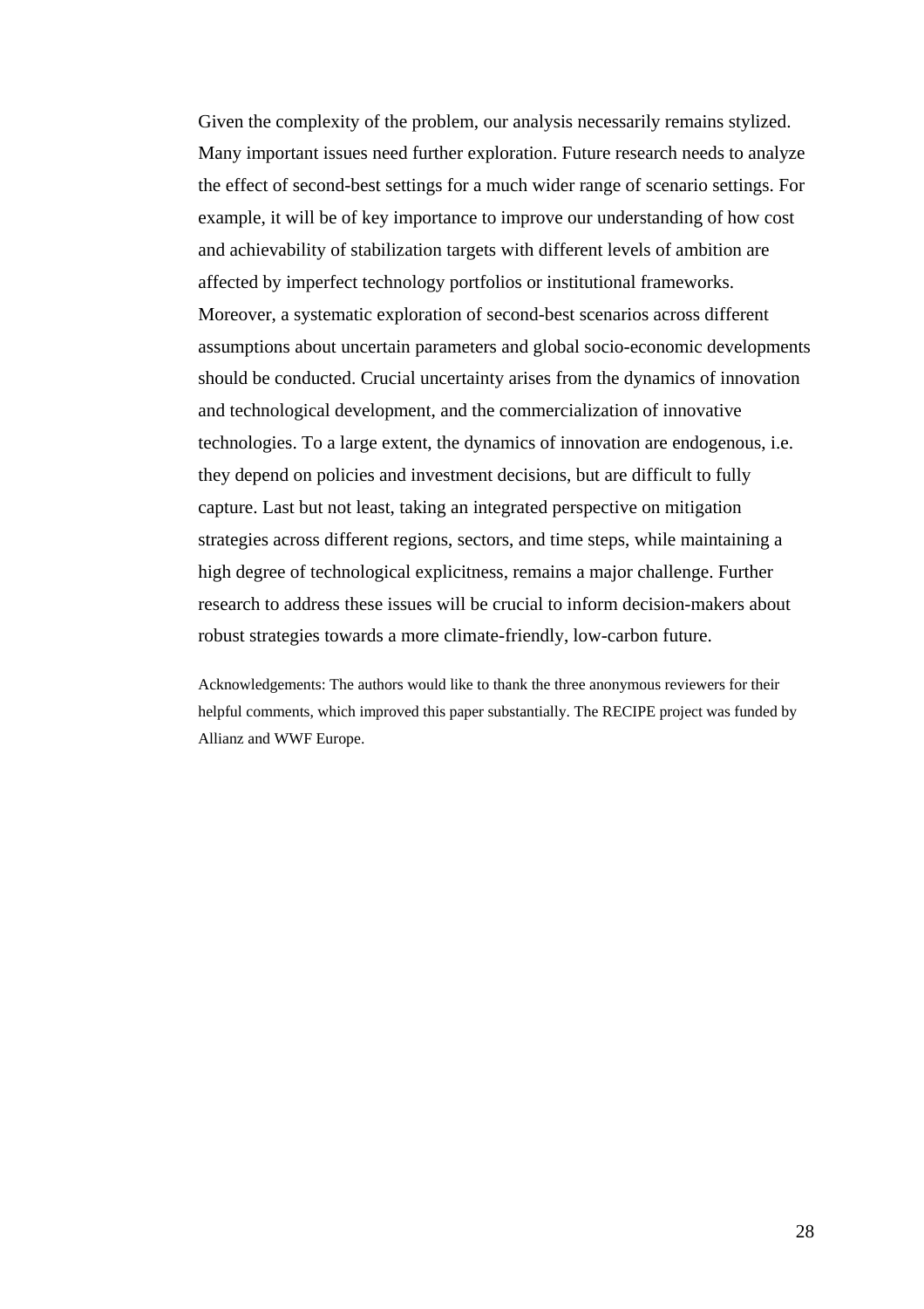Given the complexity of the problem, our analysis necessarily remains stylized. Many important issues need further exploration. Future research needs to analyze the effect of second-best settings for a much wider range of scenario settings. For example, it will be of key importance to improve our understanding of how cost and achievability of stabilization targets with different levels of ambition are affected by imperfect technology portfolios or institutional frameworks. Moreover, a systematic exploration of second-best scenarios across different assumptions about uncertain parameters and global socio-economic developments should be conducted. Crucial uncertainty arises from the dynamics of innovation and technological development, and the commercialization of innovative technologies. To a large extent, the dynamics of innovation are endogenous, i.e. they depend on policies and investment decisions, but are difficult to fully capture. Last but not least, taking an integrated perspective on mitigation strategies across different regions, sectors, and time steps, while maintaining a high degree of technological explicitness, remains a major challenge. Further research to address these issues will be crucial to inform decision-makers about robust strategies towards a more climate-friendly, low-carbon future.

Acknowledgements: The authors would like to thank the three anonymous reviewers for their helpful comments, which improved this paper substantially. The RECIPE project was funded by Allianz and WWF Europe.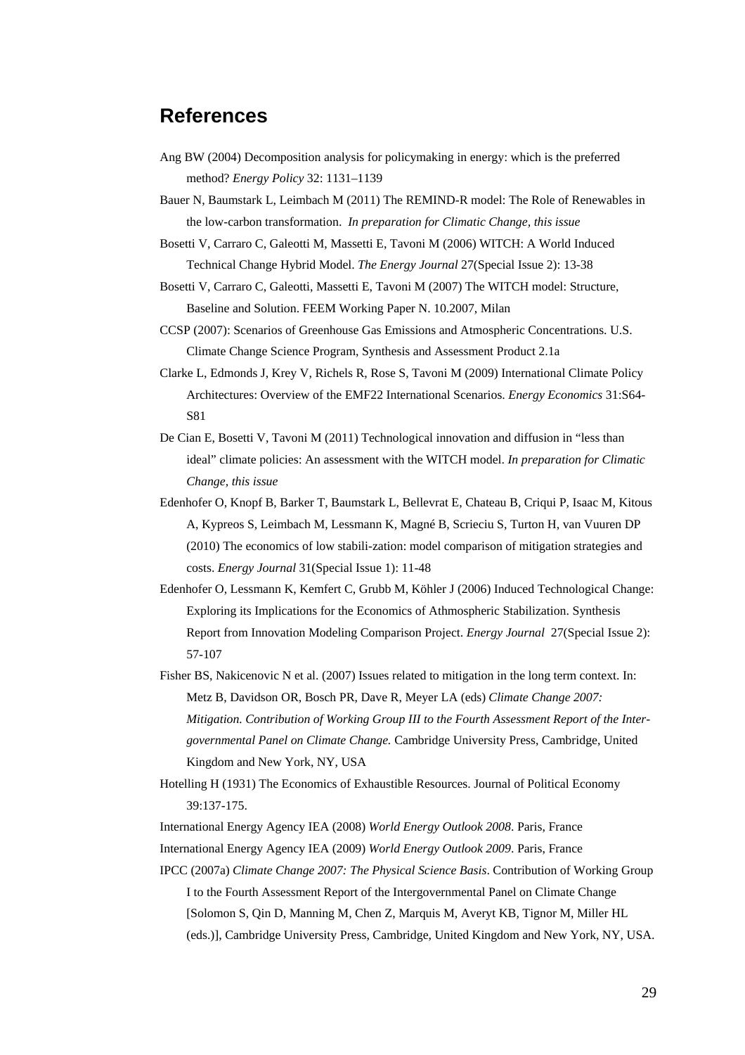## References

Ang BW (2004) Decomposition analysis for policymaking in energy: which is the preferred method? *Energy Policy* 32: 1131–1139

Bauer N, Baumstark L, Leimbach M (2011) The REMIND-R model: The Role of Renewables in the low-carbon transformation. *In preparation for Climatic Change, this issue*

Bosetti V, Carraro C, Galeotti M, Massetti E, Tavoni M (2006) WITCH: A World Induced Technical Change Hybrid Model. *The Energy Journal* 27(Special Issue 2): 13-38

Bosetti V, Carraro C, Galeotti, Massetti E, Tavoni M (2007) The WITCH model: Structure, Baseline and Solution. FEEM Working Paper N. 10.2007, Milan

CCSP (2007): Scenarios of Greenhouse Gas Emissions and Atmospheric Concentrations. U.S. Climate Change Science Program, Synthesis and Assessment Product 2.1a

Clarke L, Edmonds J, Krey V, Richels R, Rose S, Tavoni M (2009) International Climate Policy Architectures: Overview of the EMF22 International Scenarios. *Energy Economics* 31:S64-S81

De Cian E, Bosetti V, Tavoni M (2011) Technological innovation and diffusion in “less than ideal” climate policies: An assessment with the WITCH model. *In preparation for Climatic Change, this issue*

Edenhofer O, Knopf B, Barker T, Baumstark L, Bellevrat E, Chateau B, Criqui P, Isaac M, Kitous A, Kypreos S, Leimbach M, Lessmann K, Magné B, Scrieciu S, Turton H, van Vuuren DP (2010) The economics of low stabili-zation: model comparison of mitigation strategies and costs. *Energy Journal* 31(Special Issue 1): 11-48

Edenhofer O, Lessmann K, Kemfert C, Grubb M, Köhler J (2006) Induced Technological Change: Exploring its Implications for the Economics of Athmospheric Stabilization. Synthesis Report from Innovation Modeling Comparison Project. *Energy Journal* 27(Special Issue 2): 57-107

Fisher BS, Nakicenovic N et al. (2007) Issues related to mitigation in the long term context. In: Metz B, Davidson OR, Bosch PR, Dave R, Meyer LA (eds) *Climate Change 2007: Mitigation. Contribution of Working Group III to the Fourth Assessment Report of the Inter-governmental Panel on Climate Change.* Cambridge University Press, Cambridge, United Kingdom and New York, NY, USA

Hotelling H (1931) The Economics of Exhaustible Resources. Journal of Political Economy 39:137-175.

International Energy Agency IEA (2008) *World Energy Outlook 2008*. Paris, France

International Energy Agency IEA (2009) *World Energy Outlook 2009*. Paris, France

IPCC (2007a) *Climate Change 2007: The Physical Science Basis*. Contribution of Working Group I to the Fourth Assessment Report of the Intergovernmental Panel on Climate Change [Solomon S, Qin D, Manning M, Chen Z, Marquis M, Averyt KB, Tignor M, Miller HL (eds.)], Cambridge University Press, Cambridge, United Kingdom and New York, NY, USA.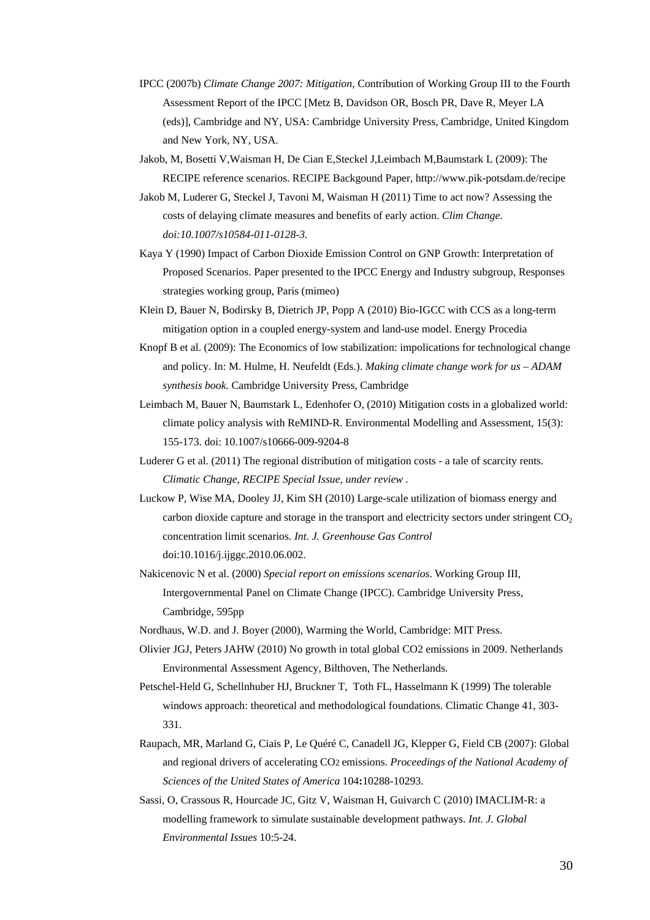IPCC (2007b) *Climate Change 2007: Mitigation*, Contribution of Working Group III to the Fourth Assessment Report of the IPCC [Metz B, Davidson OR, Bosch PR, Dave R, Meyer LA (eds)], Cambridge and NY, USA: Cambridge University Press, Cambridge, United Kingdom and New York, NY, USA.

Jakob, M, Bosetti V,Waisman H, De Cian E,Steckel J,Leimbach M,Baumstark L (2009): The RECIPE reference scenarios. RECIPE Backgound Paper, http://www.pik-potsdam.de/recipe

Jakob M, Luderer G, Steckel J, Tavoni M, Waisman H (2011) Time to act now? Assessing the costs of delaying climate measures and benefits of early action. *Clim Change. doi:10.1007/s10584-011-0128-3.*

Kaya Y (1990) Impact of Carbon Dioxide Emission Control on GNP Growth: Interpretation of Proposed Scenarios. Paper presented to the IPCC Energy and Industry subgroup, Responses strategies working group, Paris (mimeo)

Klein D, Bauer N, Bodirsky B, Dietrich JP, Popp A (2010) Bio-IGCC with CCS as a long-term mitigation option in a coupled energy-system and land-use model. Energy Procedia

Knopf B et al. (2009): The Economics of low stabilization: impolications for technological change and policy. In: M. Hulme, H. Neufeldt (Eds.). *Making climate change work for us – ADAM synthesis book.* Cambridge University Press, Cambridge

Leimbach M, Bauer N, Baumstark L, Edenhofer O, (2010) Mitigation costs in a globalized world: climate policy analysis with ReMIND-R. Environmental Modelling and Assessment, 15(3): 155-173. doi: 10.1007/s10666-009-9204-8

Luderer G et al. (2011) The regional distribution of mitigation costs - a tale of scarcity rents. *Climatic Change, RECIPE Special Issue, under review* .

Luckow P, Wise MA, Dooley JJ, Kim SH (2010) Large-scale utilization of biomass energy and carbon dioxide capture and storage in the transport and electricity sectors under stringent $CO_2$ concentration limit scenarios. *Int. J. Greenhouse Gas Control* doi:10.1016/j.ijggc.2010.06.002.

Nakicenovic N et al. (2000) *Special report on emissions scenarios*. Working Group III, Intergovernmental Panel on Climate Change (IPCC). Cambridge University Press, Cambridge, 595pp

Nordhaus, W.D. and J. Boyer (2000), Warming the World, Cambridge: MIT Press.

Olivier JGJ, Peters JAHW (2010) No growth in total global CO2 emissions in 2009. Netherlands Environmental Assessment Agency, Bilthoven, The Netherlands.

Petschel-Held G, Schellnhuber HJ, Bruckner T, Toth FL, Hasselmann K (1999) The tolerable windows approach: theoretical and methodological foundations. Climatic Change 41, 303-331.

Raupach, MR, Marland G, Ciais P, Le Quéré C, Canadell JG, Klepper G, Field CB (2007): Global and regional drivers of accelerating $CO_2$ emissions. *Proceedings of the National Academy of Sciences of the United States of America* 104**:**10288-10293.

Sassi, O, Crassous R, Hourcade JC, Gitz V, Waisman H, Guivarch C (2010) IMACLIM-R: a modelling framework to simulate sustainable development pathways. *Int. J. Global Environmental Issues* 10:5-24.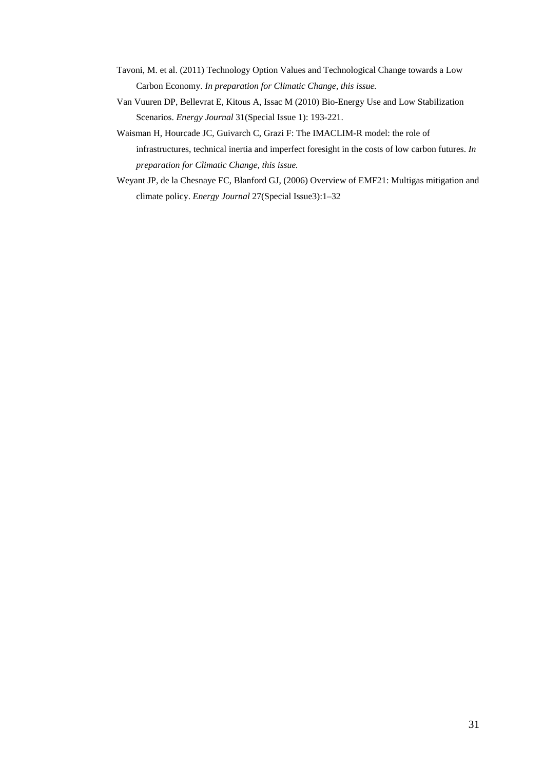Tavoni, M. et al. (2011) Technology Option Values and Technological Change towards a Low Carbon Economy. *In preparation for Climatic Change, this issue.*

Van Vuuren DP, Bellevrat E, Kitous A, Issac M (2010) Bio-Energy Use and Low Stabilization Scenarios. *Energy Journal* 31(Special Issue 1): 193-221.

Waisman H, Hourcade JC, Guivarch C, Grazi F: The IMACLIM-R model: the role of infrastructures, technical inertia and imperfect foresight in the costs of low carbon futures. *In preparation for Climatic Change, this issue.*

Weyant JP, de la Chesnaye FC, Blanford GJ, (2006) Overview of EMF21: Multigas mitigation and climate policy. *Energy Journal* 27(Special Issue3):1–32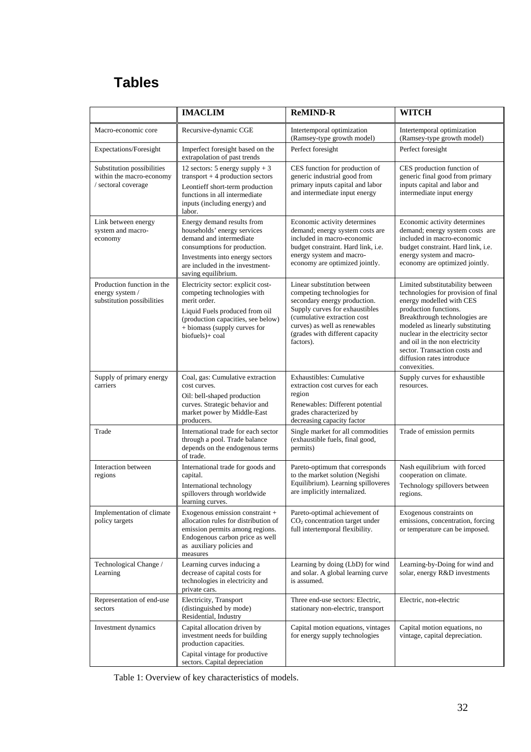# Tables

| | IMACLIM | ReMIND-R | WITCH |
|---|---|---|---|
| Macro-economic core | Recursive-dynamic CGE | Intertemporal optimization (Ramsey-type growth model) | Intertemporal optimization (Ramsey-type growth model) |
| Expectations/Foresight | Imperfect foresight based on the extrapolation of past trends | Perfect foresight | Perfect foresight |
| Substitution possibilities within the macro-economy / sectoral coverage | 12 sectors: 5 energy supply + 3 transport + 4 production sectors<br>Leontieff short-term production functions in all intermediate inputs (including energy) and labor. | CES function for production of generic industrial good from primary inputs capital and labor and intermediate input energy | CES production function of generic final good from primary inputs capital and labor and intermediate input energy |
| Link between energy system and macro-economy | Energy demand results from households' energy services demand and intermediate consumptions for production.<br>Investments into energy sectors are included in the investment-saving equilibrium. | Economic activity determines demand; energy system costs are included in macro-economic budget constraint. Hard link, i.e. energy system and macro-economy are optimized jointly. | Economic activity determines demand; energy system costs are included in macro-economic budget constraint. Hard link, i.e. energy system and macro-economy are optimized jointly. |
| Production function in the energy system / substitution possibilities | Electricity sector: explicit cost-competing technologies with merit order.<br>Liquid Fuels produced from oil (production capacities, see below) + biomass (supply curves for biofuels)+ coal | Linear substitution between competing technologies for secondary energy production. Supply curves for exhaustibles (cumulative extraction cost curves) as well as renewables (grades with different capacity factors). | Limited substitutability between technologies for provision of final energy modelled with CES production functions. Breakthrough technologies are modeled as linearly substituting nuclear in the electricity sector and oil in the non electricity sector. Transaction costs and diffusion rates introduce convexities. |
| Supply of primary energy carriers | Coal, gas: Cumulative extraction cost curves.<br>Oil: bell-shaped production curves. Strategic behavior and market power by Middle-East producers. | Exhaustibles: Cumulative extraction cost curves for each region<br>Renewables: Different potential grades characterized by decreasing capacity factor | Supply curves for exhaustible resources. |
| Trade | International trade for each sector through a pool. Trade balance depends on the endogenous terms of trade. | Single market for all commodities (exhaustible fuels, final good, permits) | Trade of emission permits |
| Interaction between regions | International trade for goods and capital.<br>International technology spillovers through worldwide learning curves. | Pareto-optimum that corresponds to the market solution (Negishi Equilibrium). Learning spilloveres are implicitly internalized. | Nash equilibrium with forced cooperation on climate.<br>Technology spillovers between regions. |
| Implementation of climate policy targets | Exogenous emission constraint + allocation rules for distribution of emission permits among regions. Endogenous carbon price as well as auxiliary policies and measures | Pareto-optimal achievement of $CO_2$ concentration target under full intertemporal flexibility. | Exogenous constraints on emissions, concentration, forcing or temperature can be imposed. |
| Technological Change / Learning | Learning curves inducing a decrease of capital costs for technologies in electricity and private cars. | Learning by doing (LbD) for wind and solar. A global learning curve is assumed. | Learning-by-Doing for wind and solar, energy R&D investments |
| Representation of end-use sectors | Electricity, Transport (distinguished by mode) Residential, Industry | Three end-use sectors: Electric, stationary non-electric, transport | Electric, non-electric |
| Investment dynamics | Capital allocation driven by investment needs for building production capacities.<br>Capital vintage for productive sectors. Capital depreciation | Capital motion equations, vintages for energy supply technologies | Capital motion equations, no vintage, capital depreciation. |

Table 1: Overview of key characteristics of models.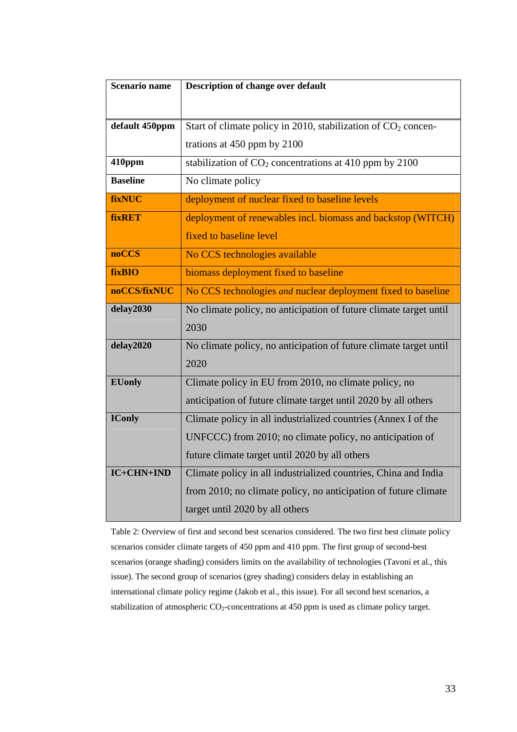| Scenario name | Description of change over default |
|---|---|
| **default 450ppm** | Start of climate policy in 2010, stabilization of $CO_2$ concentrations at 450 ppm by 2100 |
| **410ppm** | stabilization of $CO_2$ concentrations at 410 ppm by 2100 |
| **Baseline** | No climate policy |
| **fixNUC** | deployment of nuclear fixed to baseline levels |
| **fixRET** | deployment of renewables incl. biomass and backstop (WITCH) fixed to baseline level |
| **noCCS** | No CCS technologies available |
| **fixBIO** | biomass deployment fixed to baseline |
| **noCCS/fixNUC** | No CCS technologies *and* nuclear deployment fixed to baseline |
| **delay2030** | No climate policy, no anticipation of future climate target until 2030 |
| **delay2020** | No climate policy, no anticipation of future climate target until 2020 |
| **EUonly** | Climate policy in EU from 2010, no climate policy, no anticipation of future climate target until 2020 by all others |
| **ICony** | Climate policy in all industrialized countries (Annex I of the UNFCCC) from 2010; no climate policy, no anticipation of future climate target until 2020 by all others |
| **IC+CHN+IND** | Climate policy in all industrialized countries, China and India from 2010; no climate policy, no anticipation of future climate target until 2020 by all others |

Table 2: Overview of first and second best scenarios considered. The two first best climate policy scenarios consider climate targets of 450 ppm and 410 ppm. The first group of second-best scenarios (orange shading) considers limits on the availability of technologies (Tavoni et al., this issue). The second group of scenarios (grey shading) considers delay in establishing an international climate policy regime (Jakob et al., this issue). For all second best scenarios, a stabilization of atmospheric $CO_2$-concentrations at 450 ppm is used as climate policy target.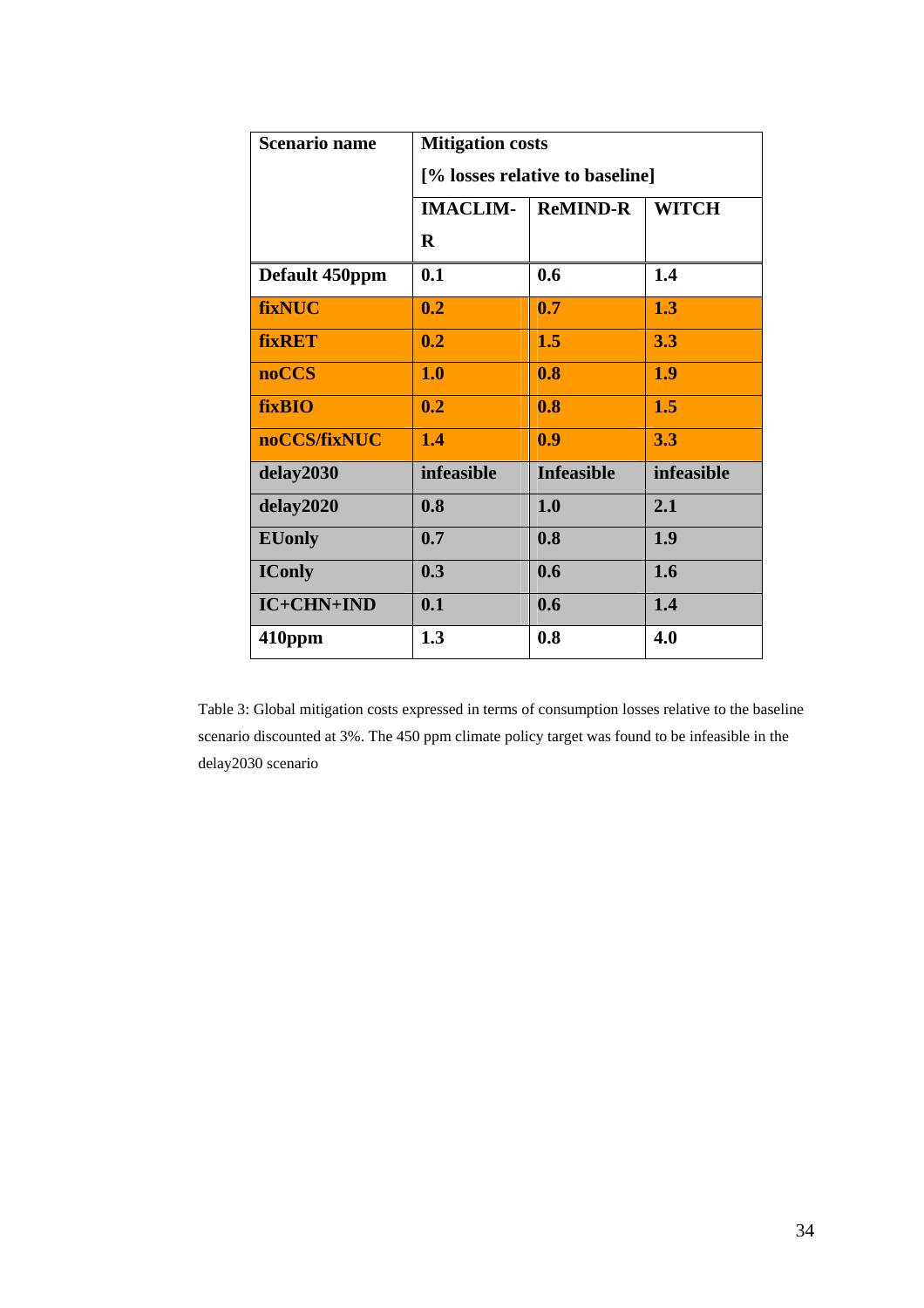| Scenario name | Mitigation costs [% losses relative to baseline] | | |
|---|---|---|---|
| | IMACLIM-R | ReMIND-R | WITCH |
| Default 450ppm | 0.1 | 0.6 | 1.4 |
| fixNUC | 0.2 | 0.7 | 1.3 |
| fixRET | 0.2 | 1.5 | 3.3 |
| noCCS | 1.0 | 0.8 | 1.9 |
| fixBIO | 0.2 | 0.8 | 1.5 |
| noCCS/fixNUC | 1.4 | 0.9 | 3.3 |
| delay2030 | infeasible | Infeasible | infeasible |
| delay2020 | 0.8 | 1.0 | 2.1 |
| EUonly | 0.7 | 0.8 | 1.9 |
| ICon1y | 0.3 | 0.6 | 1.6 |
| IC+CHN+IND | 0.1 | 0.6 | 1.4 |
| 410ppm | 1.3 | 0.8 | 4.0 |

Table 3: Global mitigation costs expressed in terms of consumption losses relative to the baseline scenario discounted at 3%. The 450 ppm climate policy target was found to be infeasible in the delay2030 scenario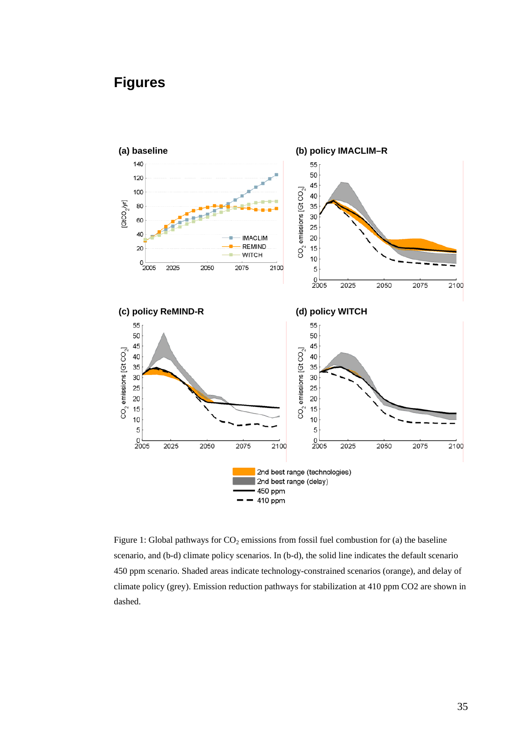# Figures

Figure 1: Global pathways for $CO_2$ emissions from fossil fuel combustion for (a) the baseline scenario, and (b-d) climate policy scenarios. In (b-d), the solid line indicates the default scenario 450 ppm scenario. Shaded areas indicate technology-constrained scenarios (orange), and delay of climate policy (grey). Emission reduction pathways for stabilization at 410 ppm CO2 are shown in dashed.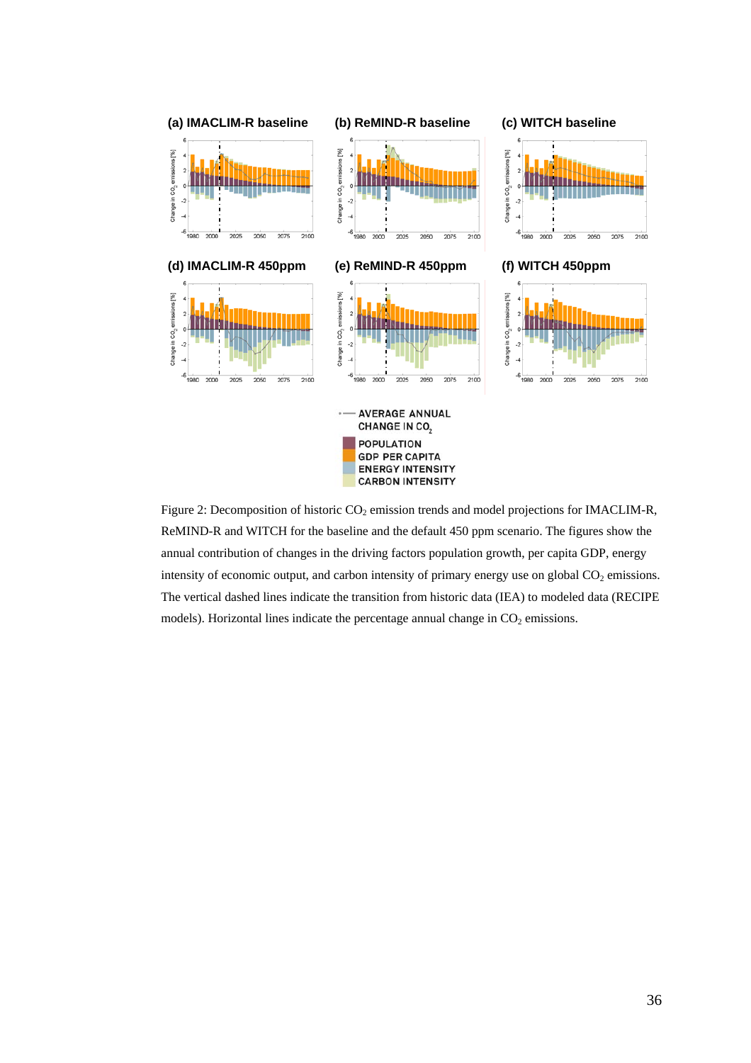Figure 2: Decomposition of historic $CO_2$ emission trends and model projections for IMACLIM-R, ReMIND-R and WITCH for the baseline and the default 450 ppm scenario. The figures show the annual contribution of changes in the driving factors population growth, per capita GDP, energy intensity of economic output, and carbon intensity of primary energy use on global $CO_2$ emissions. The vertical dashed lines indicate the transition from historic data (IEA) to modeled data (RECIPE models). Horizontal lines indicate the percentage annual change in $CO_2$ emissions.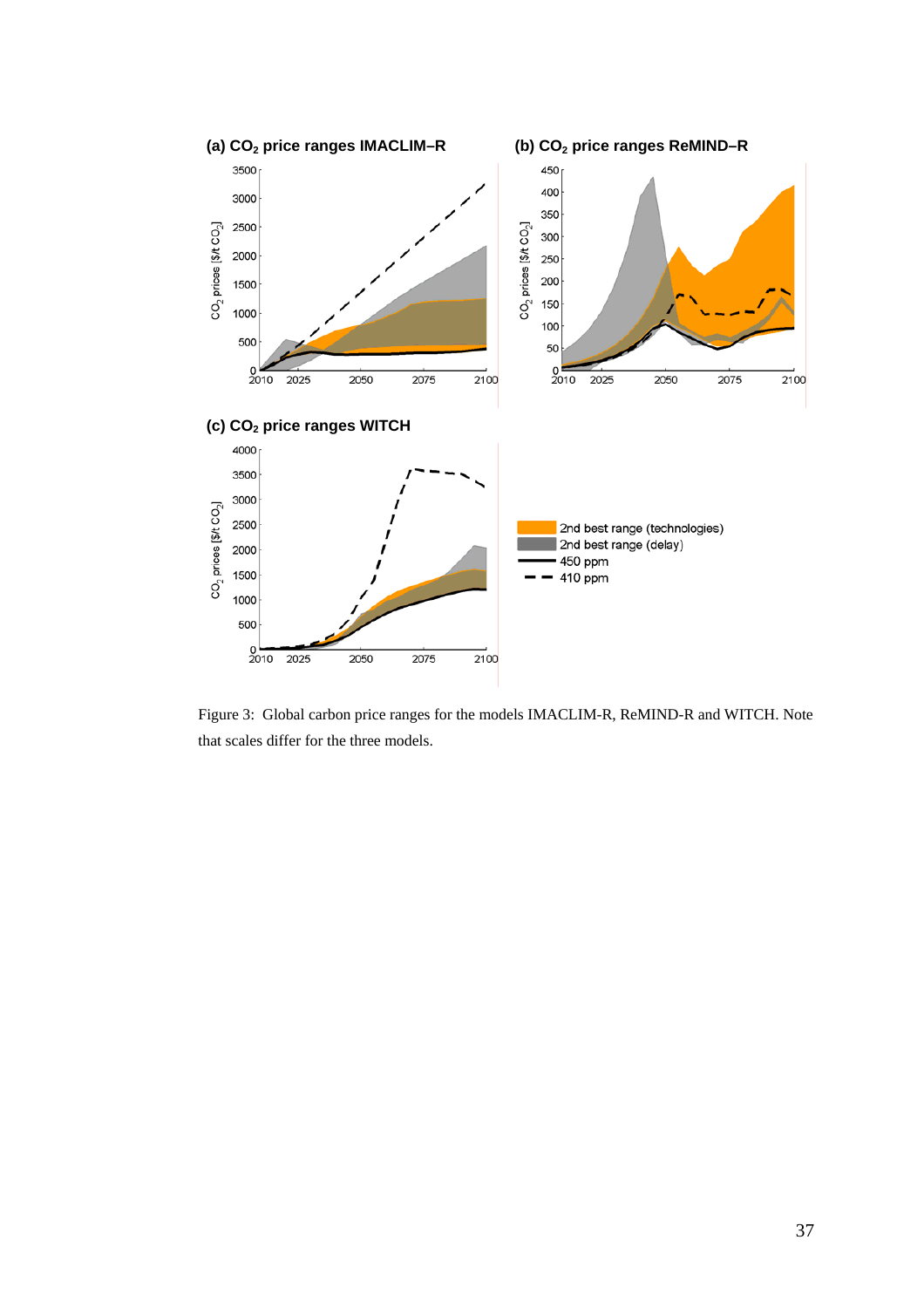Figure 3: Global carbon price ranges for the models IMACLIM-R, ReMIND-R and WITCH. Note that scales differ for the three models.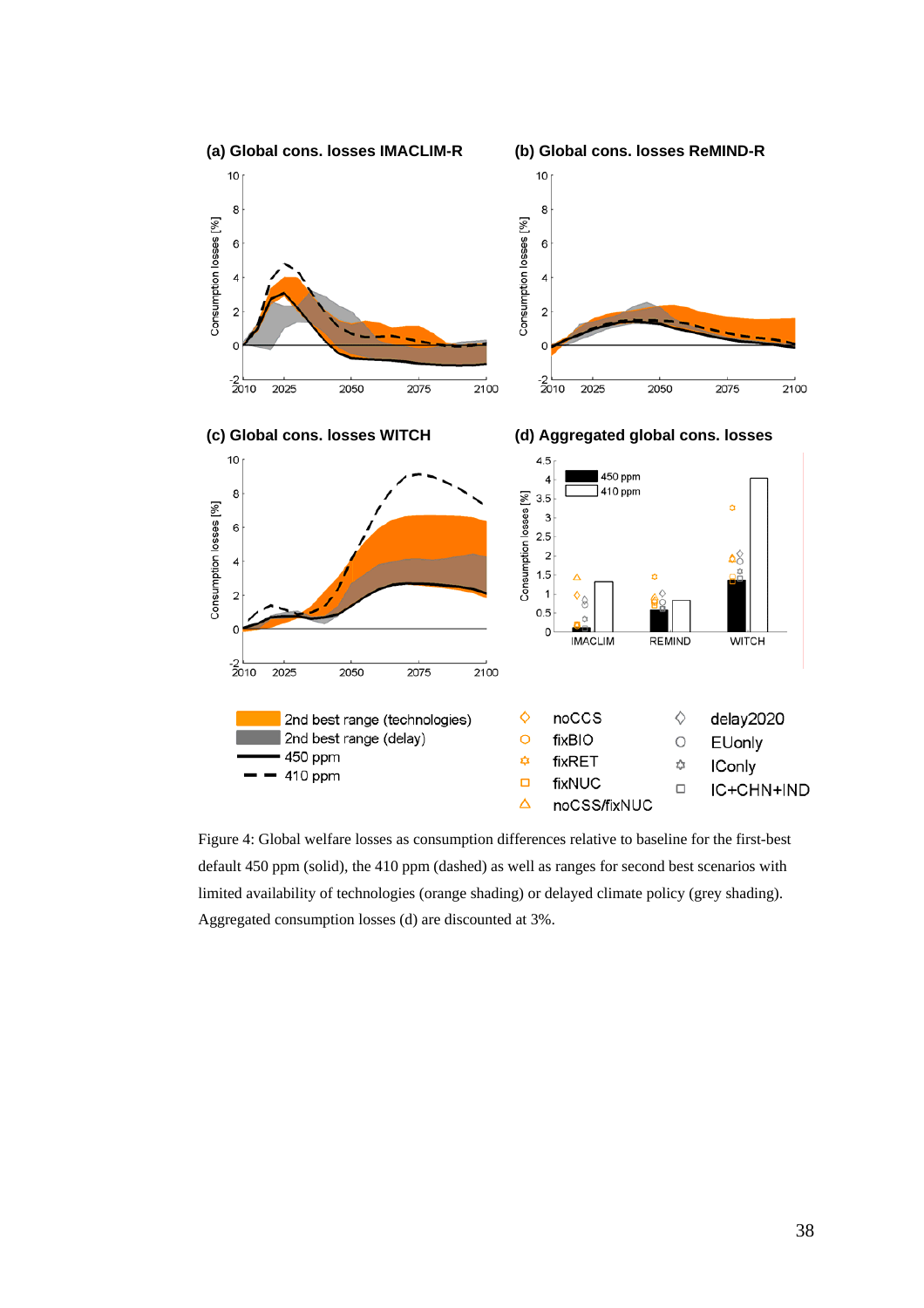Figure 4: Global welfare losses as consumption differences relative to baseline for the first-best default 450 ppm (solid), the 410 ppm (dashed) as well as ranges for second best scenarios with limited availability of technologies (orange shading) or delayed climate policy (grey shading). Aggregated consumption losses (d) are discounted at 3%.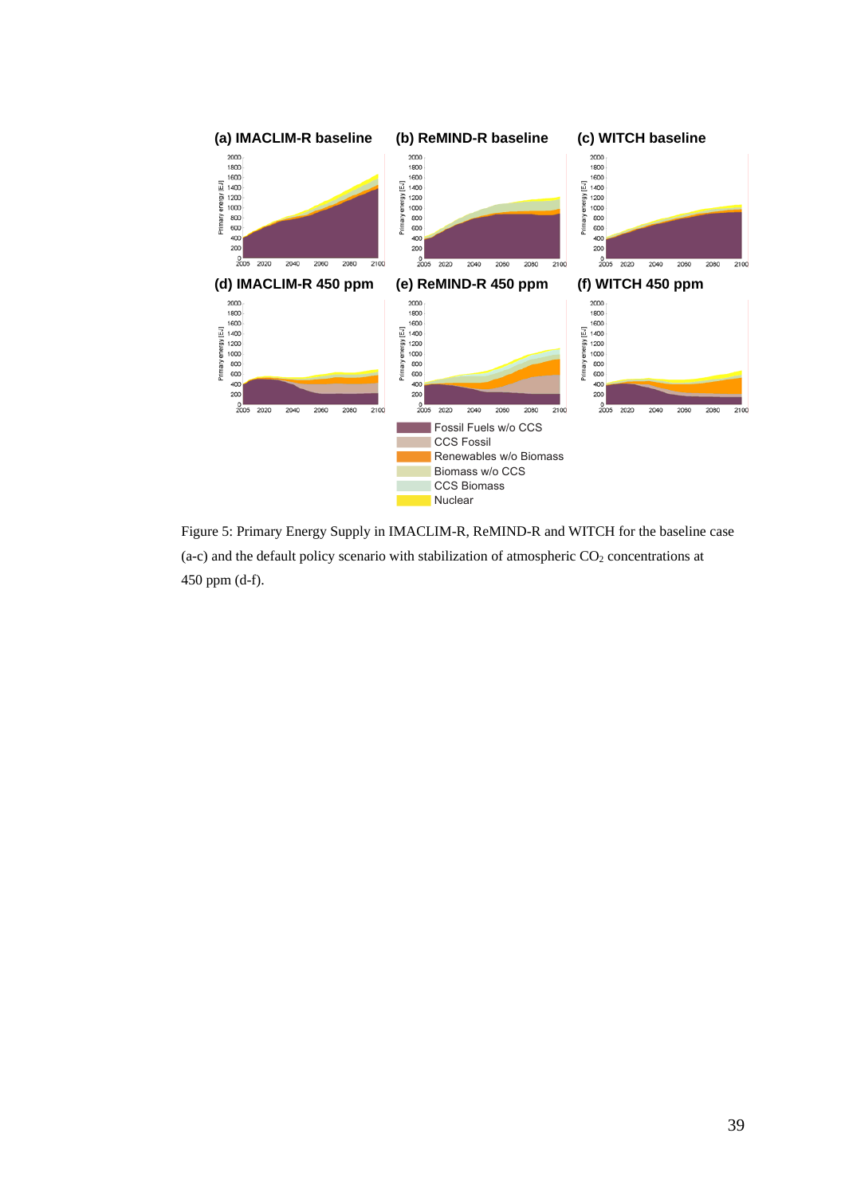Figure 5: Primary Energy Supply in IMACLIM-R, ReMIND-R and WITCH for the baseline case (a-c) and the default policy scenario with stabilization of atmospheric $CO_2$ concentrations at 450 ppm (d-f).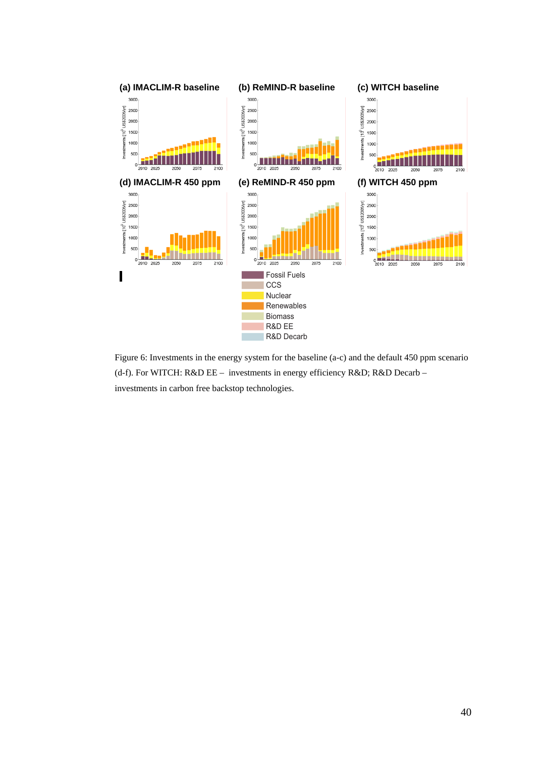**(a) IMACLIM-R baseline** **(b) ReMIND-R baseline** **(c) WITCH baseline**

**(d) IMACLIM-R 450 ppm** **(e) ReMIND-R 450 ppm** **(f) WITCH 450 ppm**

Fossil Fuels
CCS
Nuclear
Renewables
Biomass
R&D EE
R&D Decarb

Figure 6: Investments in the energy system for the baseline (a-c) and the default 450 ppm scenario (d-f). For WITCH: R&D EE – investments in energy efficiency R&D; R&D Decarb – investments in carbon free backstop technologies.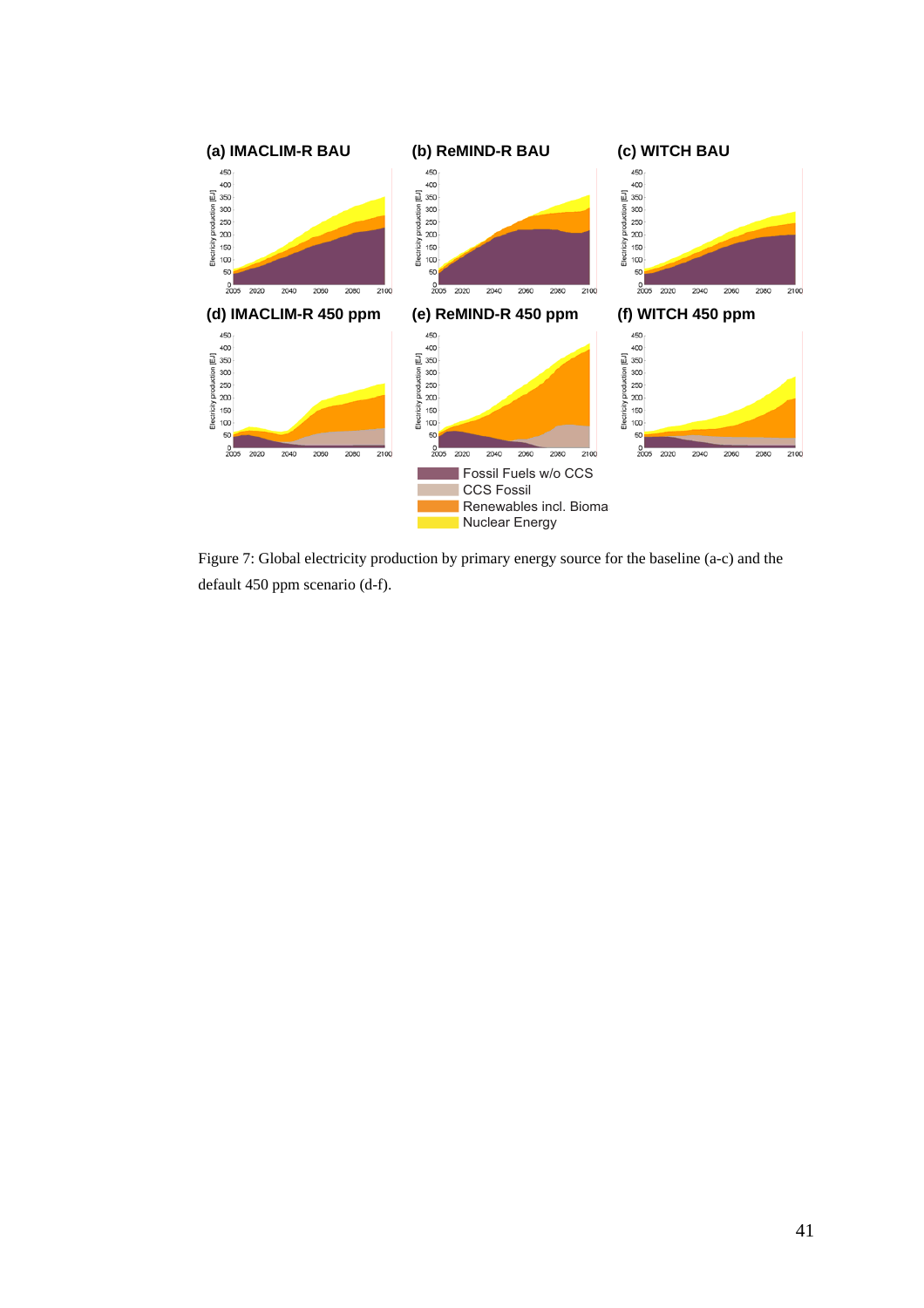Figure 7: Global electricity production by primary energy source for the baseline (a-c) and the default 450 ppm scenario (d-f).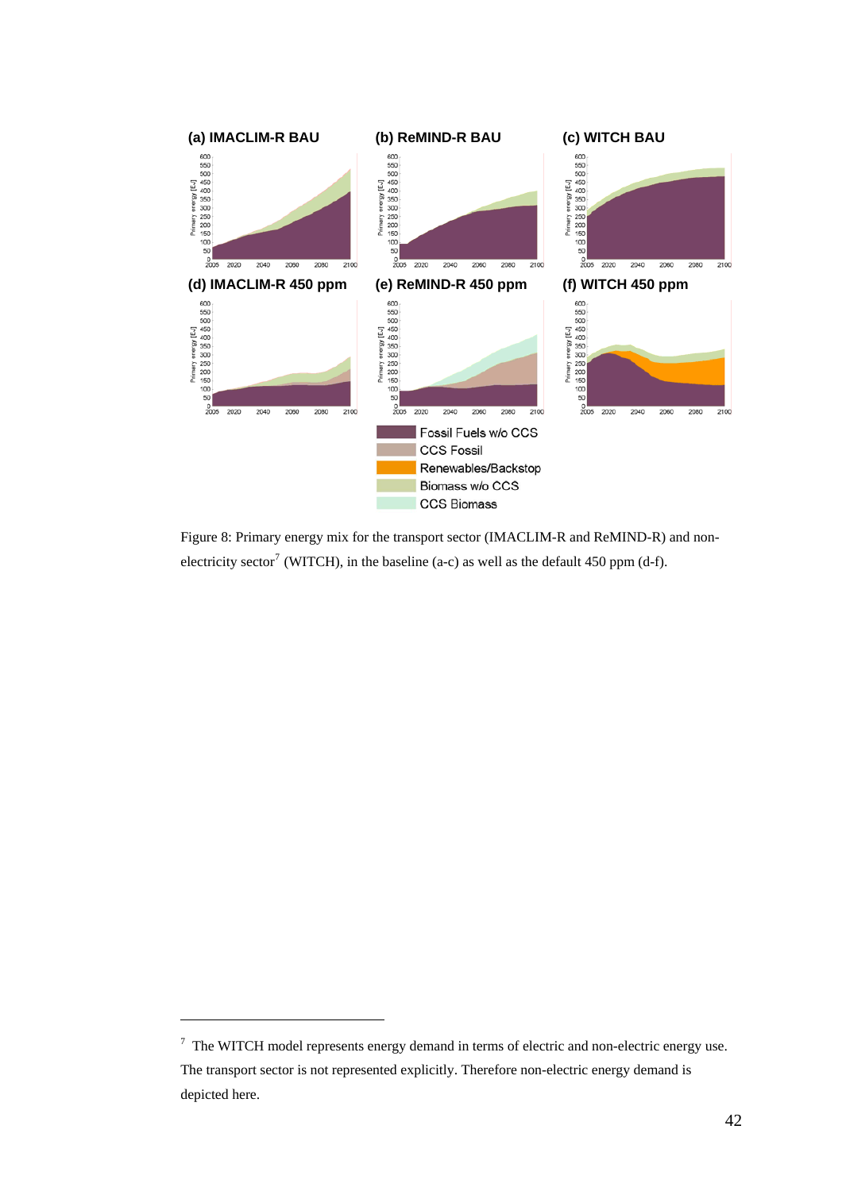Figure 8: Primary energy mix for the transport sector (IMACLIM-R and ReMIND-R) and non-electricity sector[7] (WITCH), in the baseline (a-c) as well as the default 450 ppm (d-f).

[7] The WITCH model represents energy demand in terms of electric and non-electric energy use. The transport sector is not represented explicitly. Therefore non-electric energy demand is depicted here.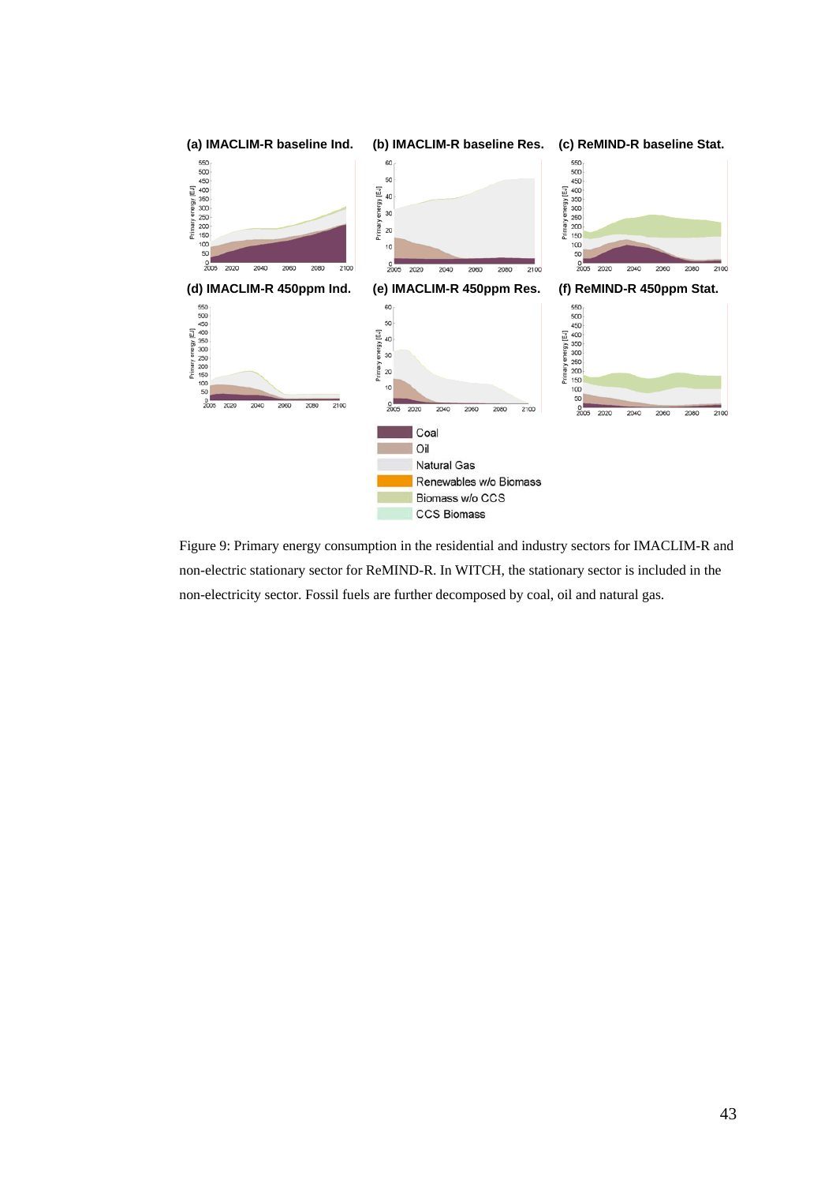Figure 9: Primary energy consumption in the residential and industry sectors for IMACLIM-R and non-electric stationary sector for ReMIND-R. In WITCH, the stationary sector is included in the non-electricity sector. Fossil fuels are further decomposed by coal, oil and natural gas.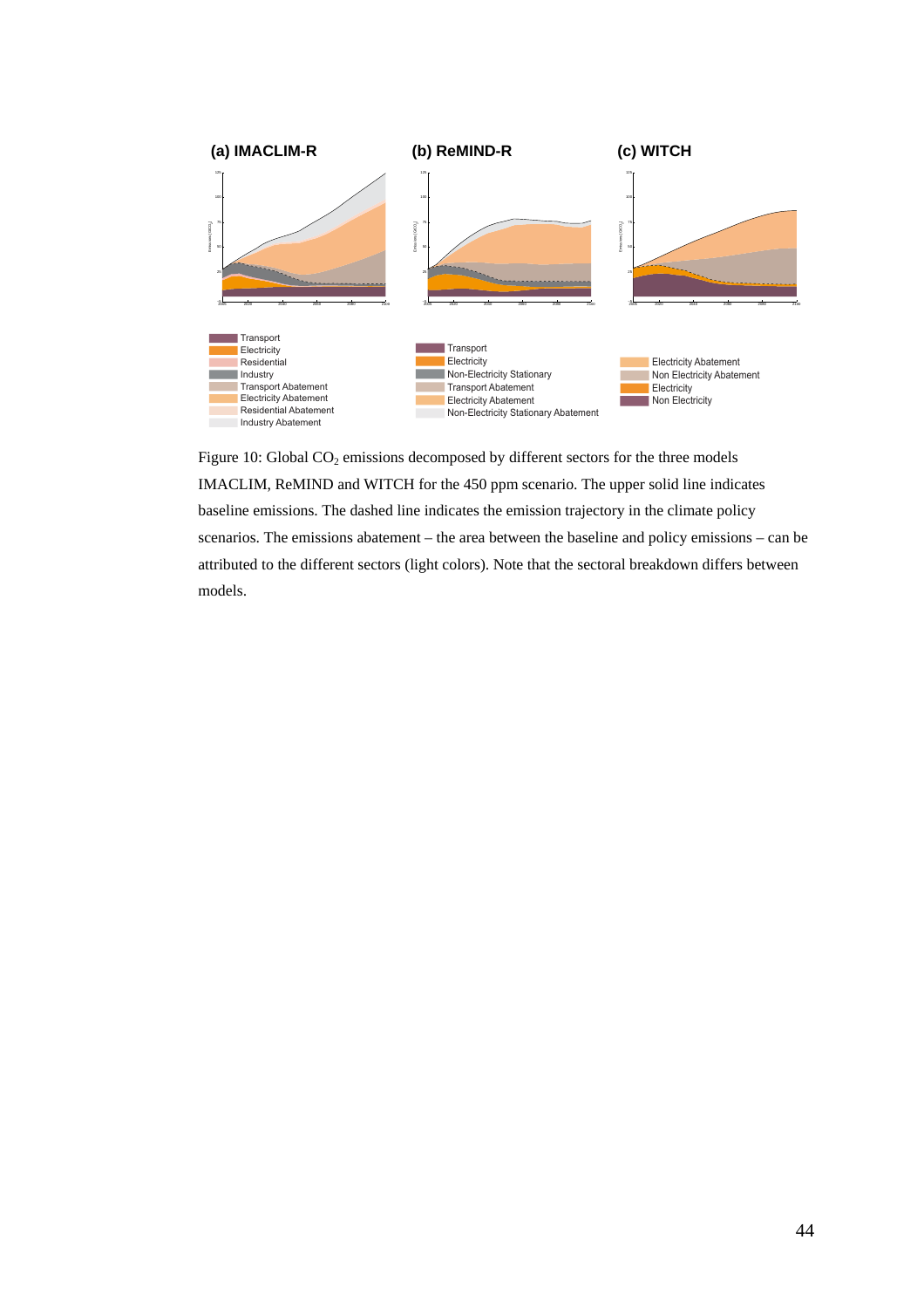**(a) IMACLIM-R**

**(b) ReMIND-R**

**(c) WITCH**

Transport
Electricity
Residential
Industry
Transport Abatement
Electricity Abatement
Residential Abatement
Industry Abatement

Transport
Electricity
Non-Electricity Stationary
Transport Abatement
Electricity Abatement
Non-Electricity Stationary Abatement

Electricity Abatement
Non Electricity Abatement
Electricity
Non Electricity

Figure 10: Global $CO_2$ emissions decomposed by different sectors for the three models IMACLIM, ReMIND and WITCH for the 450 ppm scenario. The upper solid line indicates baseline emissions. The dashed line indicates the emission trajectory in the climate policy scenarios. The emissions abatement – the area between the baseline and policy emissions – can be attributed to the different sectors (light colors). Note that the sectoral breakdown differs between models.